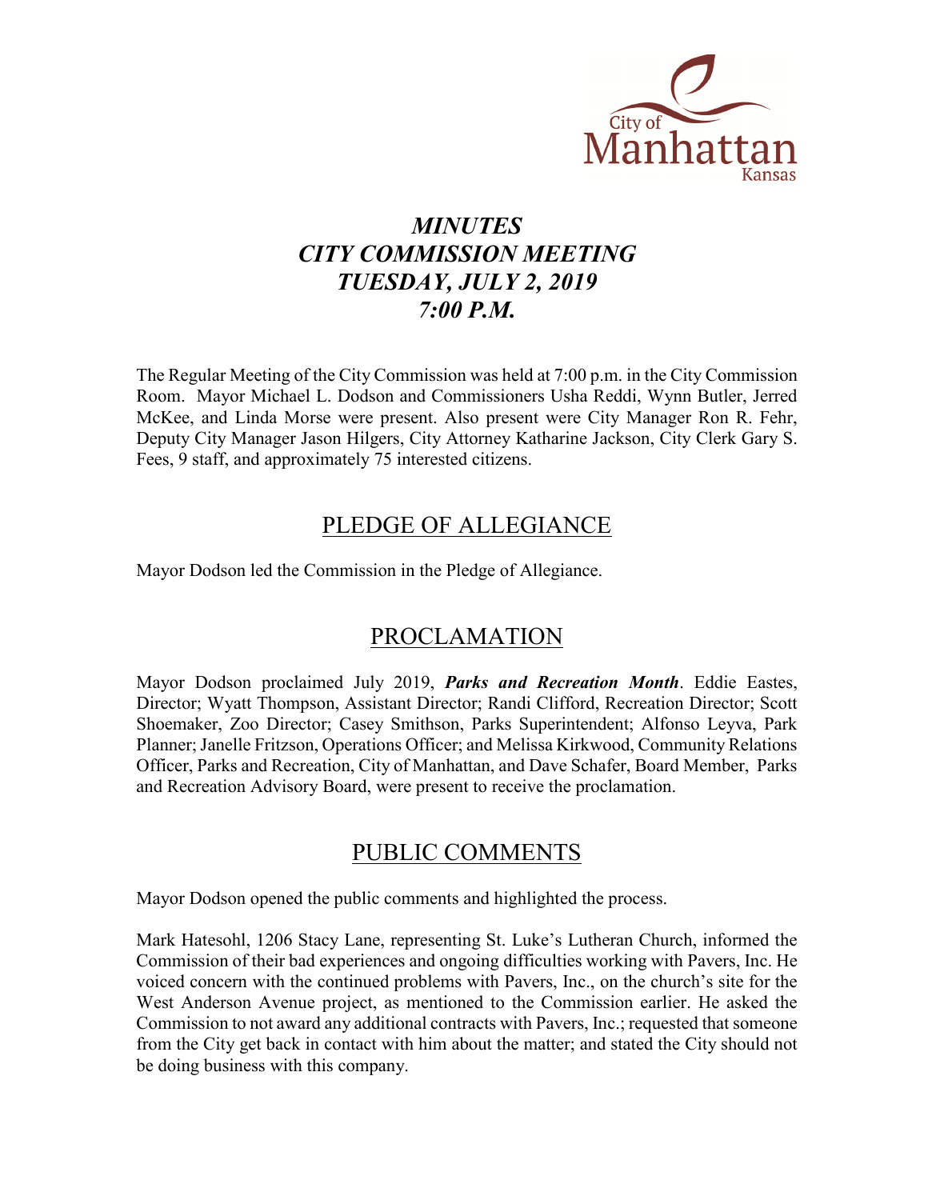# *MINUTES*
# *CITY COMMISSION MEETING*
# *TUESDAY, JULY 2, 2019*
# *7:00 P.M.*

The Regular Meeting of the City Commission was held at 7:00 p.m. in the City Commission Room. Mayor Michael L. Dodson and Commissioners Usha Reddi, Wynn Butler, Jerred McKee, and Linda Morse were present. Also present were City Manager Ron R. Fehr, Deputy City Manager Jason Hilgers, City Attorney Katharine Jackson, City Clerk Gary S. Fees, 9 staff, and approximately 75 interested citizens.

## PLEDGE OF ALLEGIANCE

Mayor Dodson led the Commission in the Pledge of Allegiance.

## PROCLAMATION

Mayor Dodson proclaimed July 2019, ***Parks and Recreation Month***. Eddie Eastes, Director; Wyatt Thompson, Assistant Director; Randi Clifford, Recreation Director; Scott Shoemaker, Zoo Director; Casey Smithson, Parks Superintendent; Alfonso Leyva, Park Planner; Janelle Fritzson, Operations Officer; and Melissa Kirkwood, Community Relations Officer, Parks and Recreation, City of Manhattan, and Dave Schafer, Board Member, Parks and Recreation Advisory Board, were present to receive the proclamation.

## PUBLIC COMMENTS

Mayor Dodson opened the public comments and highlighted the process.

Mark Hatesohl, 1206 Stacy Lane, representing St. Luke's Lutheran Church, informed the Commission of their bad experiences and ongoing difficulties working with Pavers, Inc. He voiced concern with the continued problems with Pavers, Inc., on the church's site for the West Anderson Avenue project, as mentioned to the Commission earlier. He asked the Commission to not award any additional contracts with Pavers, Inc.; requested that someone from the City get back in contact with him about the matter; and stated the City should not be doing business with this company.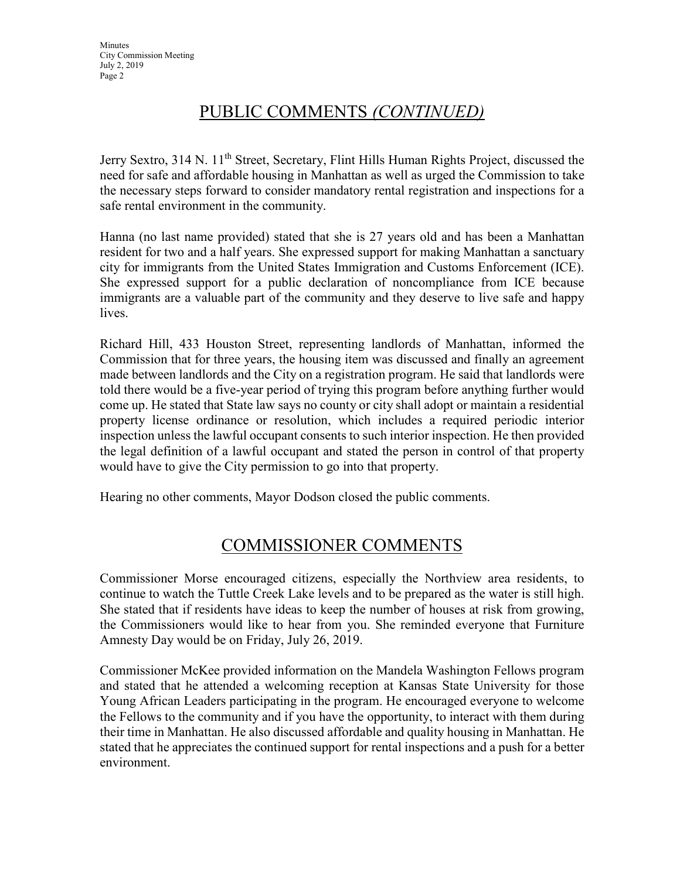## PUBLIC COMMENTS *(CONTINUED)*

Jerry Sextro, 314 N. 11th Street, Secretary, Flint Hills Human Rights Project, discussed the need for safe and affordable housing in Manhattan as well as urged the Commission to take the necessary steps forward to consider mandatory rental registration and inspections for a safe rental environment in the community.

Hanna (no last name provided) stated that she is 27 years old and has been a Manhattan resident for two and a half years. She expressed support for making Manhattan a sanctuary city for immigrants from the United States Immigration and Customs Enforcement (ICE). She expressed support for a public declaration of noncompliance from ICE because immigrants are a valuable part of the community and they deserve to live safe and happy lives.

Richard Hill, 433 Houston Street, representing landlords of Manhattan, informed the Commission that for three years, the housing item was discussed and finally an agreement made between landlords and the City on a registration program. He said that landlords were told there would be a five-year period of trying this program before anything further would come up. He stated that State law says no county or city shall adopt or maintain a residential property license ordinance or resolution, which includes a required periodic interior inspection unless the lawful occupant consents to such interior inspection. He then provided the legal definition of a lawful occupant and stated the person in control of that property would have to give the City permission to go into that property.

Hearing no other comments, Mayor Dodson closed the public comments.

## COMMISSIONER COMMENTS

Commissioner Morse encouraged citizens, especially the Northview area residents, to continue to watch the Tuttle Creek Lake levels and to be prepared as the water is still high. She stated that if residents have ideas to keep the number of houses at risk from growing, the Commissioners would like to hear from you. She reminded everyone that Furniture Amnesty Day would be on Friday, July 26, 2019.

Commissioner McKee provided information on the Mandela Washington Fellows program and stated that he attended a welcoming reception at Kansas State University for those Young African Leaders participating in the program. He encouraged everyone to welcome the Fellows to the community and if you have the opportunity, to interact with them during their time in Manhattan. He also discussed affordable and quality housing in Manhattan. He stated that he appreciates the continued support for rental inspections and a push for a better environment.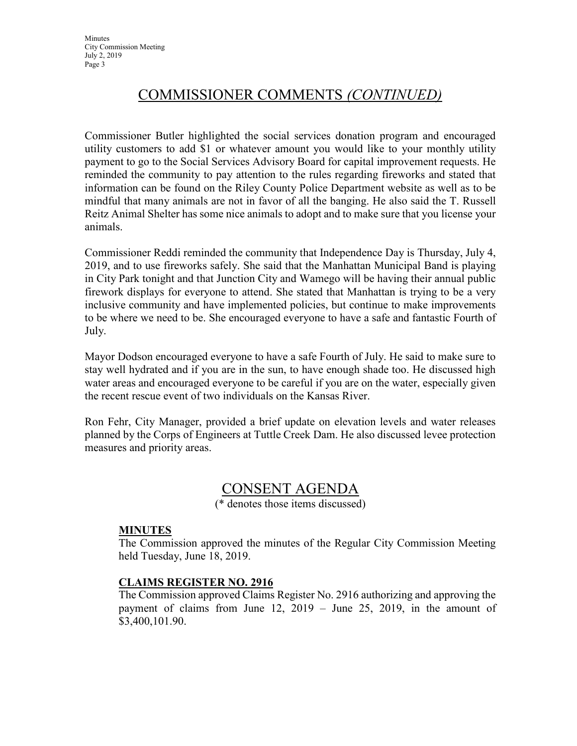## COMMISSIONER COMMENTS *(CONTINUED)*

Commissioner Butler highlighted the social services donation program and encouraged utility customers to add $1 or whatever amount you would like to your monthly utility payment to go to the Social Services Advisory Board for capital improvement requests. He reminded the community to pay attention to the rules regarding fireworks and stated that information can be found on the Riley County Police Department website as well as to be mindful that many animals are not in favor of all the banging. He also said the T. Russell Reitz Animal Shelter has some nice animals to adopt and to make sure that you license your animals.

Commissioner Reddi reminded the community that Independence Day is Thursday, July 4, 2019, and to use fireworks safely. She said that the Manhattan Municipal Band is playing in City Park tonight and that Junction City and Wamego will be having their annual public firework displays for everyone to attend. She stated that Manhattan is trying to be a very inclusive community and have implemented policies, but continue to make improvements to be where we need to be. She encouraged everyone to have a safe and fantastic Fourth of July.

Mayor Dodson encouraged everyone to have a safe Fourth of July. He said to make sure to stay well hydrated and if you are in the sun, to have enough shade too. He discussed high water areas and encouraged everyone to be careful if you are on the water, especially given the recent rescue event of two individuals on the Kansas River.

Ron Fehr, City Manager, provided a brief update on elevation levels and water releases planned by the Corps of Engineers at Tuttle Creek Dam. He also discussed levee protection measures and priority areas.

## CONSENT AGENDA

(* denotes those items discussed)

### MINUTES

The Commission approved the minutes of the Regular City Commission Meeting held Tuesday, June 18, 2019.

### CLAIMS REGISTER NO. 2916

The Commission approved Claims Register No. 2916 authorizing and approving the payment of claims from June 12, 2019 – June 25, 2019, in the amount of $3,400,101.90.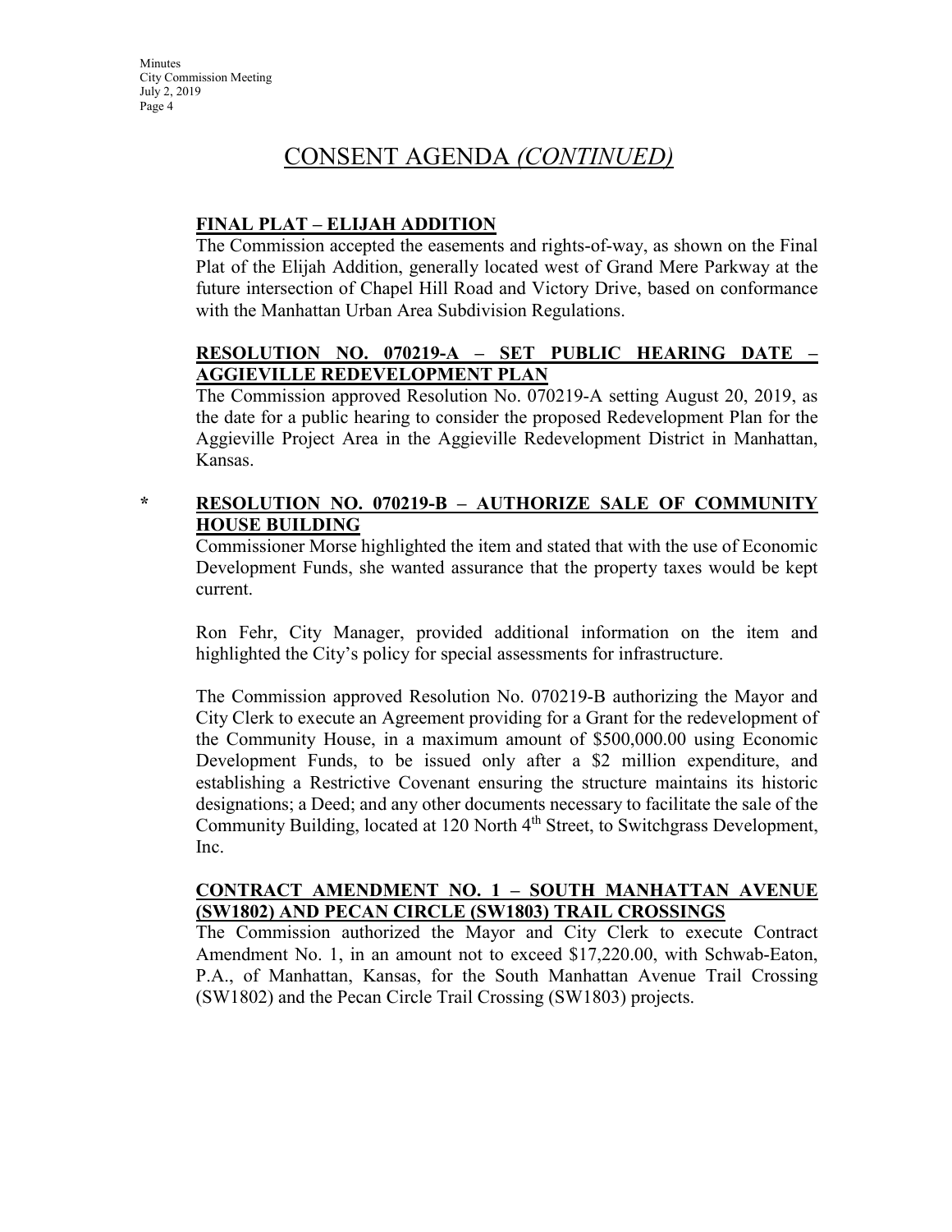# CONSENT AGENDA *(CONTINUED)*

**FINAL PLAT – ELIJAH ADDITION**

The Commission accepted the easements and rights-of-way, as shown on the Final Plat of the Elijah Addition, generally located west of Grand Mere Parkway at the future intersection of Chapel Hill Road and Victory Drive, based on conformance with the Manhattan Urban Area Subdivision Regulations.

**RESOLUTION NO. 070219-A – SET PUBLIC HEARING DATE – AGGIEVILLE REDEVELOPMENT PLAN**

The Commission approved Resolution No. 070219-A setting August 20, 2019, as the date for a public hearing to consider the proposed Redevelopment Plan for the Aggieville Project Area in the Aggieville Redevelopment District in Manhattan, Kansas.

\* **RESOLUTION NO. 070219-B – AUTHORIZE SALE OF COMMUNITY HOUSE BUILDING**

Commissioner Morse highlighted the item and stated that with the use of Economic Development Funds, she wanted assurance that the property taxes would be kept current.

Ron Fehr, City Manager, provided additional information on the item and highlighted the City's policy for special assessments for infrastructure.

The Commission approved Resolution No. 070219-B authorizing the Mayor and City Clerk to execute an Agreement providing for a Grant for the redevelopment of the Community House, in a maximum amount of $500,000.00 using Economic Development Funds, to be issued only after a $2 million expenditure, and establishing a Restrictive Covenant ensuring the structure maintains its historic designations; a Deed; and any other documents necessary to facilitate the sale of the Community Building, located at 120 North 4th Street, to Switchgrass Development, Inc.

**CONTRACT AMENDMENT NO. 1 – SOUTH MANHATTAN AVENUE (SW1802) AND PECAN CIRCLE (SW1803) TRAIL CROSSINGS**

The Commission authorized the Mayor and City Clerk to execute Contract Amendment No. 1, in an amount not to exceed $17,220.00, with Schwab-Eaton, P.A., of Manhattan, Kansas, for the South Manhattan Avenue Trail Crossing (SW1802) and the Pecan Circle Trail Crossing (SW1803) projects.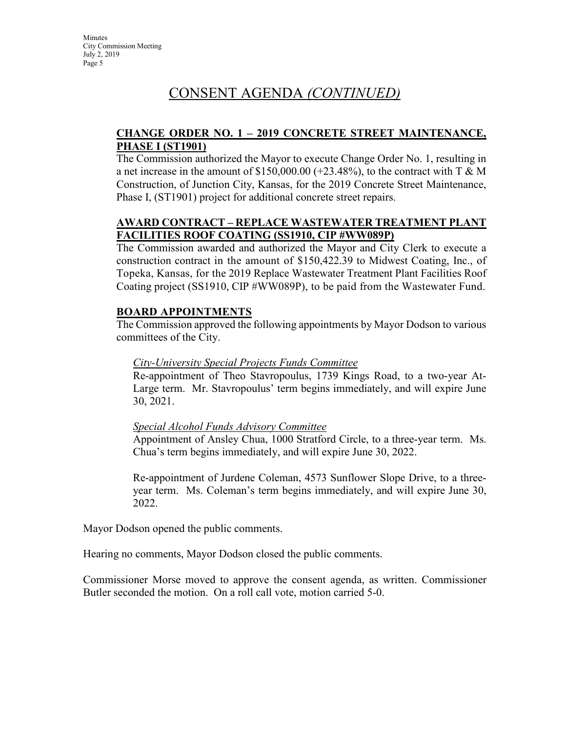# CONSENT AGENDA *(CONTINUED)*

**CHANGE ORDER NO. 1 – 2019 CONCRETE STREET MAINTENANCE, PHASE I (ST1901)**

The Commission authorized the Mayor to execute Change Order No. 1, resulting in a net increase in the amount of $150,000.00 (+23.48%), to the contract with T & M Construction, of Junction City, Kansas, for the 2019 Concrete Street Maintenance, Phase I, (ST1901) project for additional concrete street repairs.

**AWARD CONTRACT – REPLACE WASTEWATER TREATMENT PLANT FACILITIES ROOF COATING (SS1910, CIP #WW089P)**

The Commission awarded and authorized the Mayor and City Clerk to execute a construction contract in the amount of $150,422.39 to Midwest Coating, Inc., of Topeka, Kansas, for the 2019 Replace Wastewater Treatment Plant Facilities Roof Coating project (SS1910, CIP #WW089P), to be paid from the Wastewater Fund.

**BOARD APPOINTMENTS**

The Commission approved the following appointments by Mayor Dodson to various committees of the City.

*City-University Special Projects Funds Committee*

Re-appointment of Theo Stavropoulus, 1739 Kings Road, to a two-year At-Large term. Mr. Stavropoulus' term begins immediately, and will expire June 30, 2021.

*Special Alcohol Funds Advisory Committee*

Appointment of Ansley Chua, 1000 Stratford Circle, to a three-year term. Ms. Chua's term begins immediately, and will expire June 30, 2022.

Re-appointment of Jurdene Coleman, 4573 Sunflower Slope Drive, to a three-year term. Ms. Coleman's term begins immediately, and will expire June 30, 2022.

Mayor Dodson opened the public comments.

Hearing no comments, Mayor Dodson closed the public comments.

Commissioner Morse moved to approve the consent agenda, as written. Commissioner Butler seconded the motion. On a roll call vote, motion carried 5-0.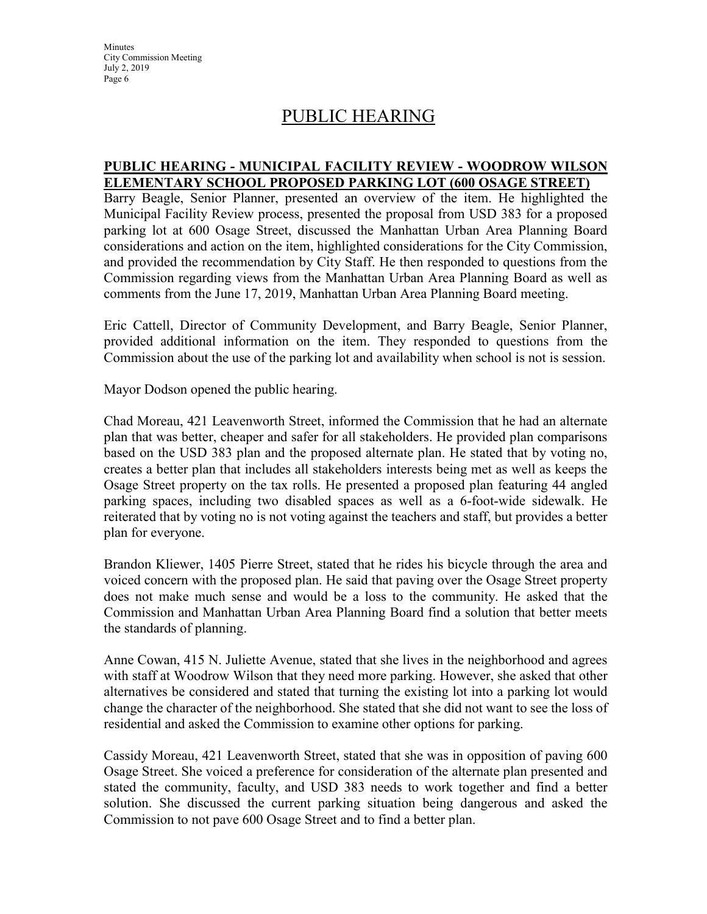# PUBLIC HEARING

**PUBLIC HEARING - MUNICIPAL FACILITY REVIEW - WOODROW WILSON ELEMENTARY SCHOOL PROPOSED PARKING LOT (600 OSAGE STREET)**

Barry Beagle, Senior Planner, presented an overview of the item. He highlighted the Municipal Facility Review process, presented the proposal from USD 383 for a proposed parking lot at 600 Osage Street, discussed the Manhattan Urban Area Planning Board considerations and action on the item, highlighted considerations for the City Commission, and provided the recommendation by City Staff. He then responded to questions from the Commission regarding views from the Manhattan Urban Area Planning Board as well as comments from the June 17, 2019, Manhattan Urban Area Planning Board meeting.

Eric Cattell, Director of Community Development, and Barry Beagle, Senior Planner, provided additional information on the item. They responded to questions from the Commission about the use of the parking lot and availability when school is not is session.

Mayor Dodson opened the public hearing.

Chad Moreau, 421 Leavenworth Street, informed the Commission that he had an alternate plan that was better, cheaper and safer for all stakeholders. He provided plan comparisons based on the USD 383 plan and the proposed alternate plan. He stated that by voting no, creates a better plan that includes all stakeholders interests being met as well as keeps the Osage Street property on the tax rolls. He presented a proposed plan featuring 44 angled parking spaces, including two disabled spaces as well as a 6-foot-wide sidewalk. He reiterated that by voting no is not voting against the teachers and staff, but provides a better plan for everyone.

Brandon Kliewer, 1405 Pierre Street, stated that he rides his bicycle through the area and voiced concern with the proposed plan. He said that paving over the Osage Street property does not make much sense and would be a loss to the community. He asked that the Commission and Manhattan Urban Area Planning Board find a solution that better meets the standards of planning.

Anne Cowan, 415 N. Juliette Avenue, stated that she lives in the neighborhood and agrees with staff at Woodrow Wilson that they need more parking. However, she asked that other alternatives be considered and stated that turning the existing lot into a parking lot would change the character of the neighborhood. She stated that she did not want to see the loss of residential and asked the Commission to examine other options for parking.

Cassidy Moreau, 421 Leavenworth Street, stated that she was in opposition of paving 600 Osage Street. She voiced a preference for consideration of the alternate plan presented and stated the community, faculty, and USD 383 needs to work together and find a better solution. She discussed the current parking situation being dangerous and asked the Commission to not pave 600 Osage Street and to find a better plan.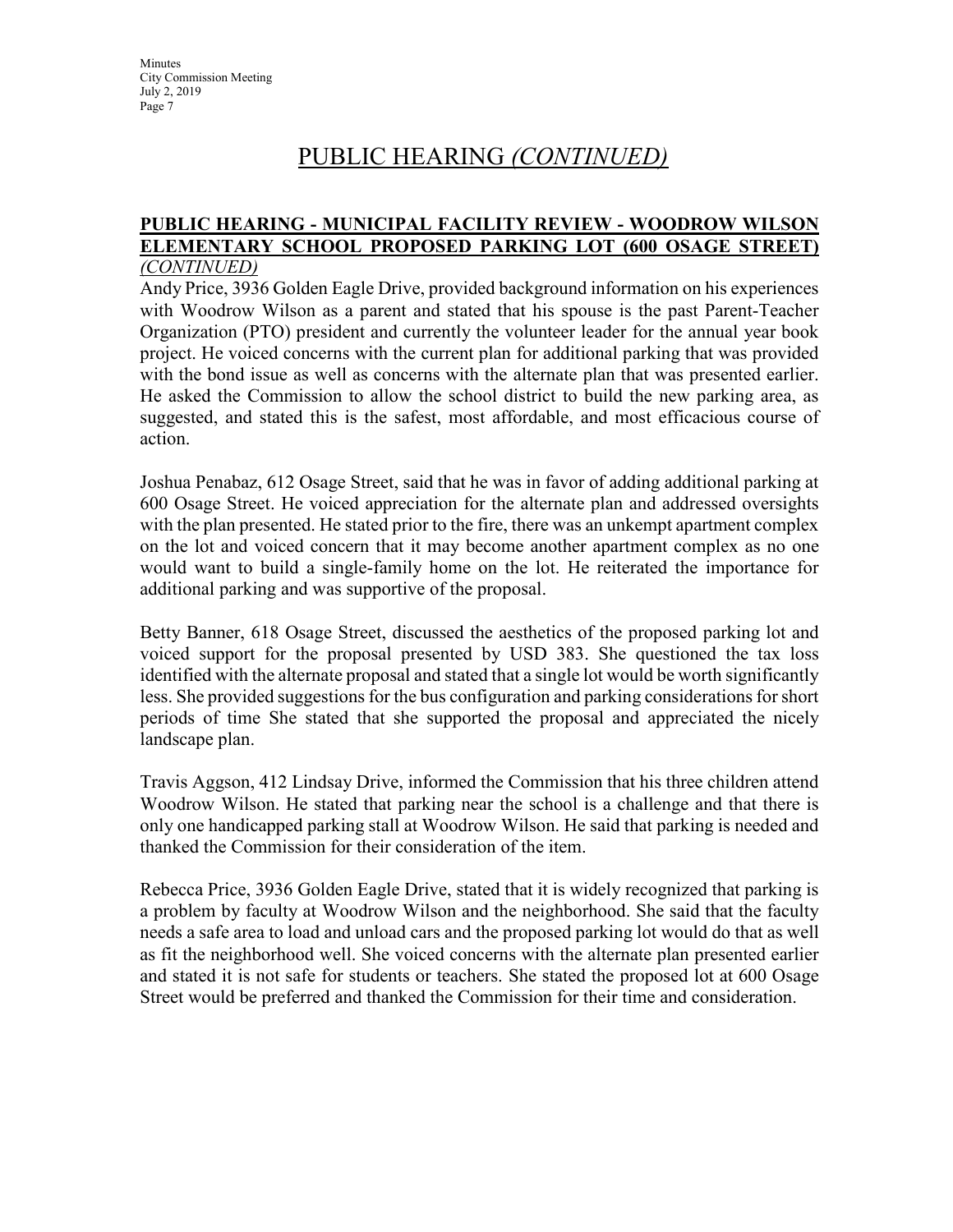# PUBLIC HEARING *(CONTINUED)*

**PUBLIC HEARING - MUNICIPAL FACILITY REVIEW - WOODROW WILSON ELEMENTARY SCHOOL PROPOSED PARKING LOT (600 OSAGE STREET)** *(CONTINUED)*

Andy Price, 3936 Golden Eagle Drive, provided background information on his experiences with Woodrow Wilson as a parent and stated that his spouse is the past Parent-Teacher Organization (PTO) president and currently the volunteer leader for the annual year book project. He voiced concerns with the current plan for additional parking that was provided with the bond issue as well as concerns with the alternate plan that was presented earlier. He asked the Commission to allow the school district to build the new parking area, as suggested, and stated this is the safest, most affordable, and most efficacious course of action.

Joshua Penabaz, 612 Osage Street, said that he was in favor of adding additional parking at 600 Osage Street. He voiced appreciation for the alternate plan and addressed oversights with the plan presented. He stated prior to the fire, there was an unkempt apartment complex on the lot and voiced concern that it may become another apartment complex as no one would want to build a single-family home on the lot. He reiterated the importance for additional parking and was supportive of the proposal.

Betty Banner, 618 Osage Street, discussed the aesthetics of the proposed parking lot and voiced support for the proposal presented by USD 383. She questioned the tax loss identified with the alternate proposal and stated that a single lot would be worth significantly less. She provided suggestions for the bus configuration and parking considerations for short periods of time She stated that she supported the proposal and appreciated the nicely landscape plan.

Travis Aggson, 412 Lindsay Drive, informed the Commission that his three children attend Woodrow Wilson. He stated that parking near the school is a challenge and that there is only one handicapped parking stall at Woodrow Wilson. He said that parking is needed and thanked the Commission for their consideration of the item.

Rebecca Price, 3936 Golden Eagle Drive, stated that it is widely recognized that parking is a problem by faculty at Woodrow Wilson and the neighborhood. She said that the faculty needs a safe area to load and unload cars and the proposed parking lot would do that as well as fit the neighborhood well. She voiced concerns with the alternate plan presented earlier and stated it is not safe for students or teachers. She stated the proposed lot at 600 Osage Street would be preferred and thanked the Commission for their time and consideration.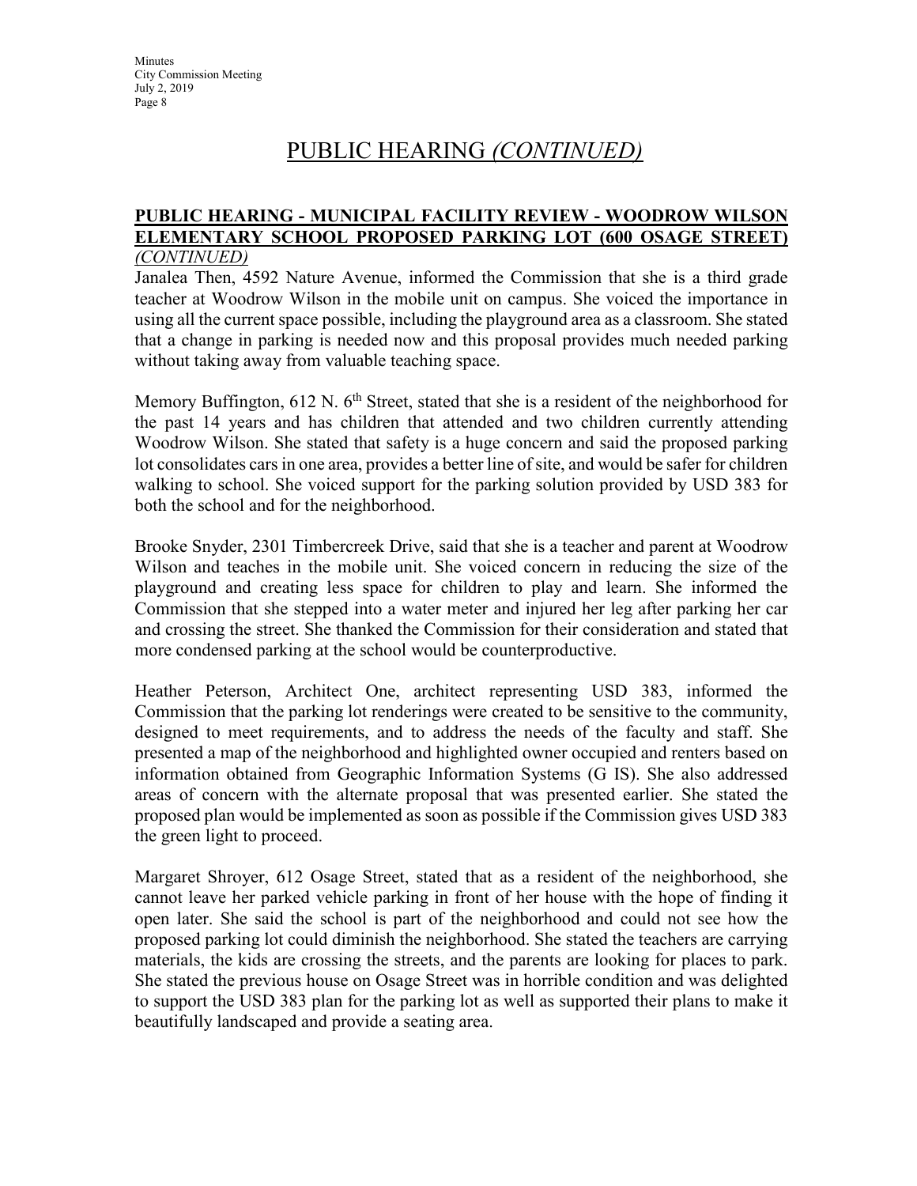# PUBLIC HEARING *(CONTINUED)*

**PUBLIC HEARING - MUNICIPAL FACILITY REVIEW - WOODROW WILSON ELEMENTARY SCHOOL PROPOSED PARKING LOT (600 OSAGE STREET)** *(CONTINUED)*

Janalea Then, 4592 Nature Avenue, informed the Commission that she is a third grade teacher at Woodrow Wilson in the mobile unit on campus. She voiced the importance in using all the current space possible, including the playground area as a classroom. She stated that a change in parking is needed now and this proposal provides much needed parking without taking away from valuable teaching space.

Memory Buffington, 612 N. 6th Street, stated that she is a resident of the neighborhood for the past 14 years and has children that attended and two children currently attending Woodrow Wilson. She stated that safety is a huge concern and said the proposed parking lot consolidates cars in one area, provides a better line of site, and would be safer for children walking to school. She voiced support for the parking solution provided by USD 383 for both the school and for the neighborhood.

Brooke Snyder, 2301 Timbercreek Drive, said that she is a teacher and parent at Woodrow Wilson and teaches in the mobile unit. She voiced concern in reducing the size of the playground and creating less space for children to play and learn. She informed the Commission that she stepped into a water meter and injured her leg after parking her car and crossing the street. She thanked the Commission for their consideration and stated that more condensed parking at the school would be counterproductive.

Heather Peterson, Architect One, architect representing USD 383, informed the Commission that the parking lot renderings were created to be sensitive to the community, designed to meet requirements, and to address the needs of the faculty and staff. She presented a map of the neighborhood and highlighted owner occupied and renters based on information obtained from Geographic Information Systems (G IS). She also addressed areas of concern with the alternate proposal that was presented earlier. She stated the proposed plan would be implemented as soon as possible if the Commission gives USD 383 the green light to proceed.

Margaret Shroyer, 612 Osage Street, stated that as a resident of the neighborhood, she cannot leave her parked vehicle parking in front of her house with the hope of finding it open later. She said the school is part of the neighborhood and could not see how the proposed parking lot could diminish the neighborhood. She stated the teachers are carrying materials, the kids are crossing the streets, and the parents are looking for places to park. She stated the previous house on Osage Street was in horrible condition and was delighted to support the USD 383 plan for the parking lot as well as supported their plans to make it beautifully landscaped and provide a seating area.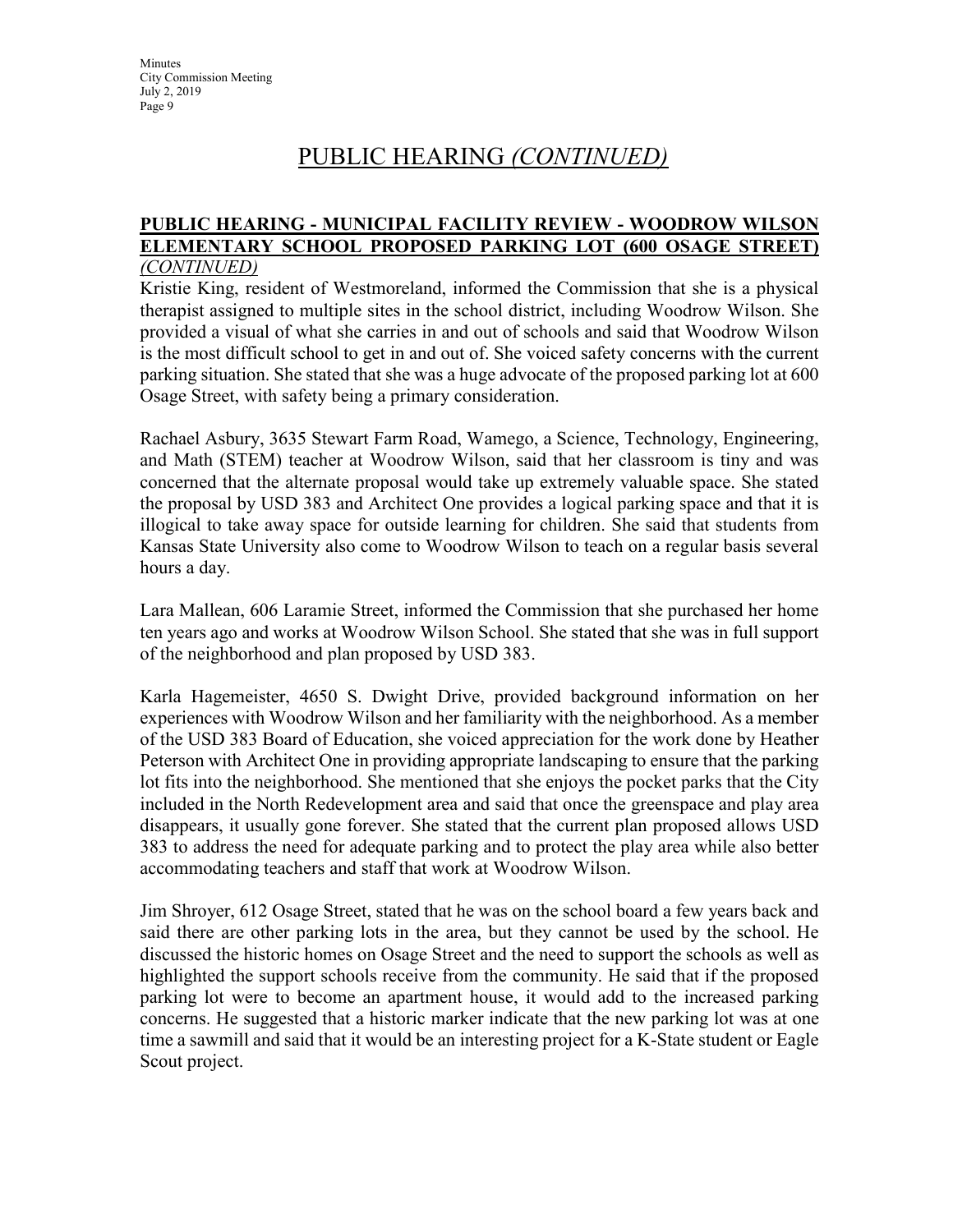# PUBLIC HEARING *(CONTINUED)*

**PUBLIC HEARING - MUNICIPAL FACILITY REVIEW - WOODROW WILSON ELEMENTARY SCHOOL PROPOSED PARKING LOT (600 OSAGE STREET)** *(CONTINUED)*

Kristie King, resident of Westmoreland, informed the Commission that she is a physical therapist assigned to multiple sites in the school district, including Woodrow Wilson. She provided a visual of what she carries in and out of schools and said that Woodrow Wilson is the most difficult school to get in and out of. She voiced safety concerns with the current parking situation. She stated that she was a huge advocate of the proposed parking lot at 600 Osage Street, with safety being a primary consideration.

Rachael Asbury, 3635 Stewart Farm Road, Wamego, a Science, Technology, Engineering, and Math (STEM) teacher at Woodrow Wilson, said that her classroom is tiny and was concerned that the alternate proposal would take up extremely valuable space. She stated the proposal by USD 383 and Architect One provides a logical parking space and that it is illogical to take away space for outside learning for children. She said that students from Kansas State University also come to Woodrow Wilson to teach on a regular basis several hours a day.

Lara Mallean, 606 Laramie Street, informed the Commission that she purchased her home ten years ago and works at Woodrow Wilson School. She stated that she was in full support of the neighborhood and plan proposed by USD 383.

Karla Hagemeister, 4650 S. Dwight Drive, provided background information on her experiences with Woodrow Wilson and her familiarity with the neighborhood. As a member of the USD 383 Board of Education, she voiced appreciation for the work done by Heather Peterson with Architect One in providing appropriate landscaping to ensure that the parking lot fits into the neighborhood. She mentioned that she enjoys the pocket parks that the City included in the North Redevelopment area and said that once the greenspace and play area disappears, it usually gone forever. She stated that the current plan proposed allows USD 383 to address the need for adequate parking and to protect the play area while also better accommodating teachers and staff that work at Woodrow Wilson.

Jim Shroyer, 612 Osage Street, stated that he was on the school board a few years back and said there are other parking lots in the area, but they cannot be used by the school. He discussed the historic homes on Osage Street and the need to support the schools as well as highlighted the support schools receive from the community. He said that if the proposed parking lot were to become an apartment house, it would add to the increased parking concerns. He suggested that a historic marker indicate that the new parking lot was at one time a sawmill and said that it would be an interesting project for a K-State student or Eagle Scout project.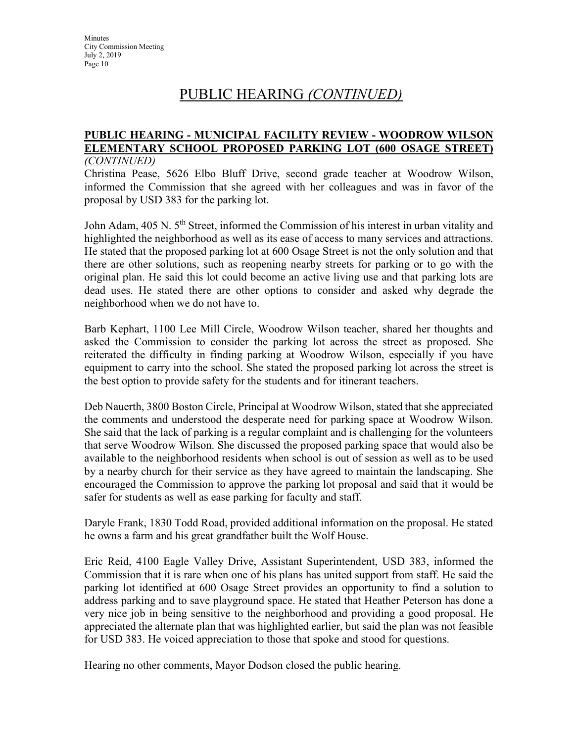# PUBLIC HEARING *(CONTINUED)*

**PUBLIC HEARING - MUNICIPAL FACILITY REVIEW - WOODROW WILSON ELEMENTARY SCHOOL PROPOSED PARKING LOT (600 OSAGE STREET)** *(CONTINUED)*

Christina Pease, 5626 Elbo Bluff Drive, second grade teacher at Woodrow Wilson, informed the Commission that she agreed with her colleagues and was in favor of the proposal by USD 383 for the parking lot.

John Adam, 405 N. 5th Street, informed the Commission of his interest in urban vitality and highlighted the neighborhood as well as its ease of access to many services and attractions. He stated that the proposed parking lot at 600 Osage Street is not the only solution and that there are other solutions, such as reopening nearby streets for parking or to go with the original plan. He said this lot could become an active living use and that parking lots are dead uses. He stated there are other options to consider and asked why degrade the neighborhood when we do not have to.

Barb Kephart, 1100 Lee Mill Circle, Woodrow Wilson teacher, shared her thoughts and asked the Commission to consider the parking lot across the street as proposed. She reiterated the difficulty in finding parking at Woodrow Wilson, especially if you have equipment to carry into the school. She stated the proposed parking lot across the street is the best option to provide safety for the students and for itinerant teachers.

Deb Nauerth, 3800 Boston Circle, Principal at Woodrow Wilson, stated that she appreciated the comments and understood the desperate need for parking space at Woodrow Wilson. She said that the lack of parking is a regular complaint and is challenging for the volunteers that serve Woodrow Wilson. She discussed the proposed parking space that would also be available to the neighborhood residents when school is out of session as well as to be used by a nearby church for their service as they have agreed to maintain the landscaping. She encouraged the Commission to approve the parking lot proposal and said that it would be safer for students as well as ease parking for faculty and staff.

Daryle Frank, 1830 Todd Road, provided additional information on the proposal. He stated he owns a farm and his great grandfather built the Wolf House.

Eric Reid, 4100 Eagle Valley Drive, Assistant Superintendent, USD 383, informed the Commission that it is rare when one of his plans has united support from staff. He said the parking lot identified at 600 Osage Street provides an opportunity to find a solution to address parking and to save playground space. He stated that Heather Peterson has done a very nice job in being sensitive to the neighborhood and providing a good proposal. He appreciated the alternate plan that was highlighted earlier, but said the plan was not feasible for USD 383. He voiced appreciation to those that spoke and stood for questions.

Hearing no other comments, Mayor Dodson closed the public hearing.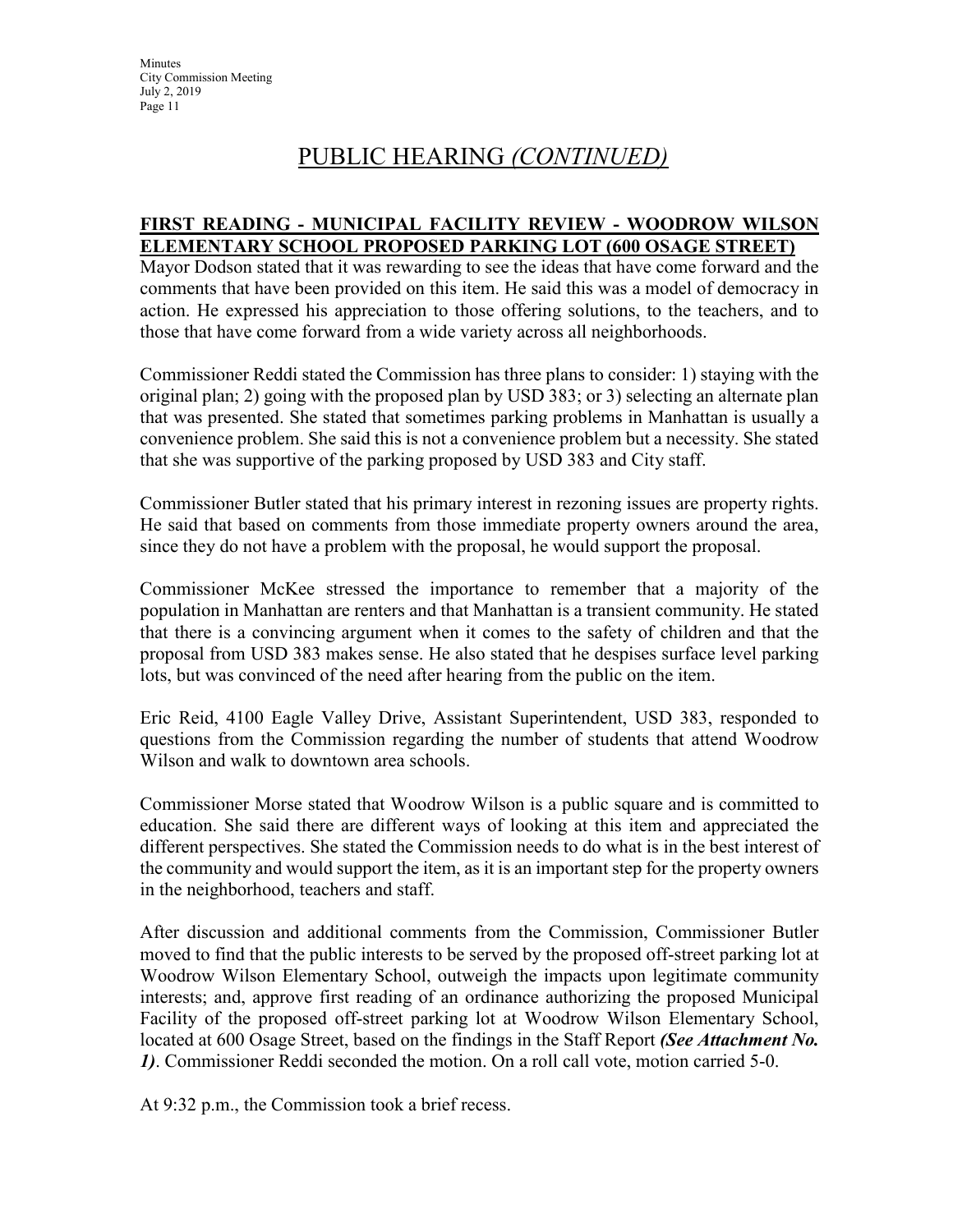# PUBLIC HEARING *(CONTINUED)*

**FIRST READING - MUNICIPAL FACILITY REVIEW - WOODROW WILSON ELEMENTARY SCHOOL PROPOSED PARKING LOT (600 OSAGE STREET)**

Mayor Dodson stated that it was rewarding to see the ideas that have come forward and the comments that have been provided on this item. He said this was a model of democracy in action. He expressed his appreciation to those offering solutions, to the teachers, and to those that have come forward from a wide variety across all neighborhoods.

Commissioner Reddi stated the Commission has three plans to consider: 1) staying with the original plan; 2) going with the proposed plan by USD 383; or 3) selecting an alternate plan that was presented. She stated that sometimes parking problems in Manhattan is usually a convenience problem. She said this is not a convenience problem but a necessity. She stated that she was supportive of the parking proposed by USD 383 and City staff.

Commissioner Butler stated that his primary interest in rezoning issues are property rights. He said that based on comments from those immediate property owners around the area, since they do not have a problem with the proposal, he would support the proposal.

Commissioner McKee stressed the importance to remember that a majority of the population in Manhattan are renters and that Manhattan is a transient community. He stated that there is a convincing argument when it comes to the safety of children and that the proposal from USD 383 makes sense. He also stated that he despises surface level parking lots, but was convinced of the need after hearing from the public on the item.

Eric Reid, 4100 Eagle Valley Drive, Assistant Superintendent, USD 383, responded to questions from the Commission regarding the number of students that attend Woodrow Wilson and walk to downtown area schools.

Commissioner Morse stated that Woodrow Wilson is a public square and is committed to education. She said there are different ways of looking at this item and appreciated the different perspectives. She stated the Commission needs to do what is in the best interest of the community and would support the item, as it is an important step for the property owners in the neighborhood, teachers and staff.

After discussion and additional comments from the Commission, Commissioner Butler moved to find that the public interests to be served by the proposed off-street parking lot at Woodrow Wilson Elementary School, outweigh the impacts upon legitimate community interests; and, approve first reading of an ordinance authorizing the proposed Municipal Facility of the proposed off-street parking lot at Woodrow Wilson Elementary School, located at 600 Osage Street, based on the findings in the Staff Report ***(See Attachment No. 1)***. Commissioner Reddi seconded the motion. On a roll call vote, motion carried 5-0.

At 9:32 p.m., the Commission took a brief recess.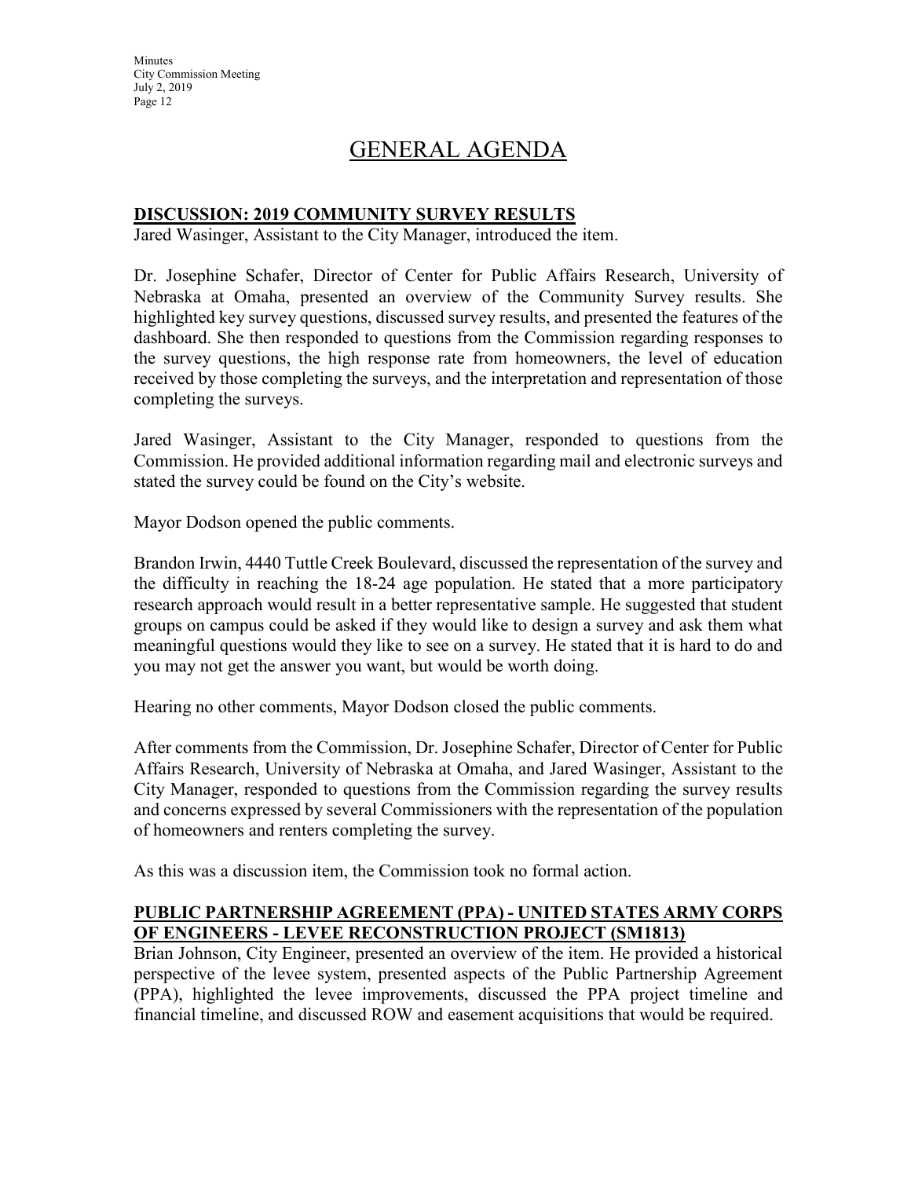# GENERAL AGENDA

## DISCUSSION: 2019 COMMUNITY SURVEY RESULTS

Jared Wasinger, Assistant to the City Manager, introduced the item.

Dr. Josephine Schafer, Director of Center for Public Affairs Research, University of Nebraska at Omaha, presented an overview of the Community Survey results. She highlighted key survey questions, discussed survey results, and presented the features of the dashboard. She then responded to questions from the Commission regarding responses to the survey questions, the high response rate from homeowners, the level of education received by those completing the surveys, and the interpretation and representation of those completing the surveys.

Jared Wasinger, Assistant to the City Manager, responded to questions from the Commission. He provided additional information regarding mail and electronic surveys and stated the survey could be found on the City's website.

Mayor Dodson opened the public comments.

Brandon Irwin, 4440 Tuttle Creek Boulevard, discussed the representation of the survey and the difficulty in reaching the 18-24 age population. He stated that a more participatory research approach would result in a better representative sample. He suggested that student groups on campus could be asked if they would like to design a survey and ask them what meaningful questions would they like to see on a survey. He stated that it is hard to do and you may not get the answer you want, but would be worth doing.

Hearing no other comments, Mayor Dodson closed the public comments.

After comments from the Commission, Dr. Josephine Schafer, Director of Center for Public Affairs Research, University of Nebraska at Omaha, and Jared Wasinger, Assistant to the City Manager, responded to questions from the Commission regarding the survey results and concerns expressed by several Commissioners with the representation of the population of homeowners and renters completing the survey.

As this was a discussion item, the Commission took no formal action.

## PUBLIC PARTNERSHIP AGREEMENT (PPA) - UNITED STATES ARMY CORPS OF ENGINEERS - LEVEE RECONSTRUCTION PROJECT (SM1813)

Brian Johnson, City Engineer, presented an overview of the item. He provided a historical perspective of the levee system, presented aspects of the Public Partnership Agreement (PPA), highlighted the levee improvements, discussed the PPA project timeline and financial timeline, and discussed ROW and easement acquisitions that would be required.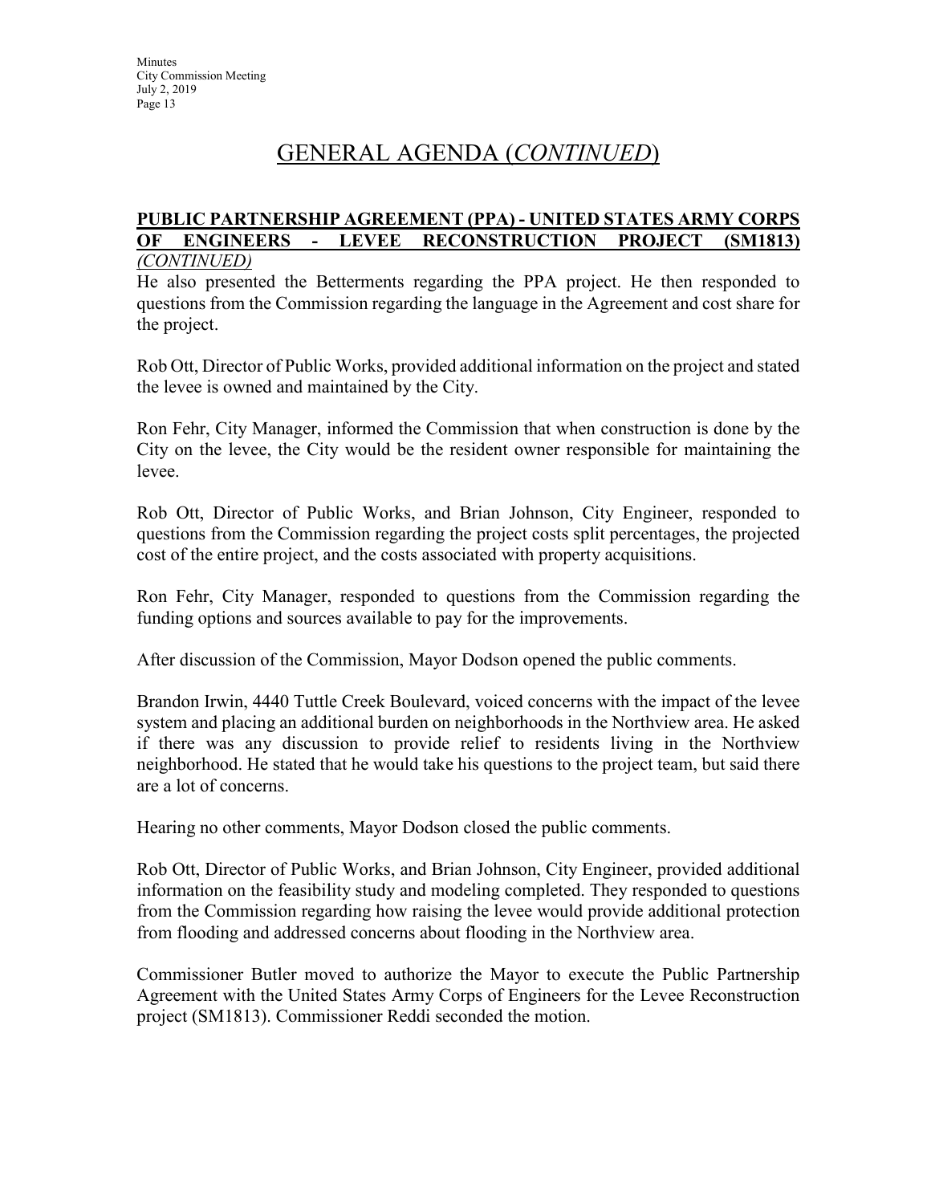# GENERAL AGENDA (*CONTINUED*)

**PUBLIC PARTNERSHIP AGREEMENT (PPA) - UNITED STATES ARMY CORPS OF ENGINEERS - LEVEE RECONSTRUCTION PROJECT (SM1813)** *(CONTINUED)*

He also presented the Betterments regarding the PPA project. He then responded to questions from the Commission regarding the language in the Agreement and cost share for the project.

Rob Ott, Director of Public Works, provided additional information on the project and stated the levee is owned and maintained by the City.

Ron Fehr, City Manager, informed the Commission that when construction is done by the City on the levee, the City would be the resident owner responsible for maintaining the levee.

Rob Ott, Director of Public Works, and Brian Johnson, City Engineer, responded to questions from the Commission regarding the project costs split percentages, the projected cost of the entire project, and the costs associated with property acquisitions.

Ron Fehr, City Manager, responded to questions from the Commission regarding the funding options and sources available to pay for the improvements.

After discussion of the Commission, Mayor Dodson opened the public comments.

Brandon Irwin, 4440 Tuttle Creek Boulevard, voiced concerns with the impact of the levee system and placing an additional burden on neighborhoods in the Northview area. He asked if there was any discussion to provide relief to residents living in the Northview neighborhood. He stated that he would take his questions to the project team, but said there are a lot of concerns.

Hearing no other comments, Mayor Dodson closed the public comments.

Rob Ott, Director of Public Works, and Brian Johnson, City Engineer, provided additional information on the feasibility study and modeling completed. They responded to questions from the Commission regarding how raising the levee would provide additional protection from flooding and addressed concerns about flooding in the Northview area.

Commissioner Butler moved to authorize the Mayor to execute the Public Partnership Agreement with the United States Army Corps of Engineers for the Levee Reconstruction project (SM1813). Commissioner Reddi seconded the motion.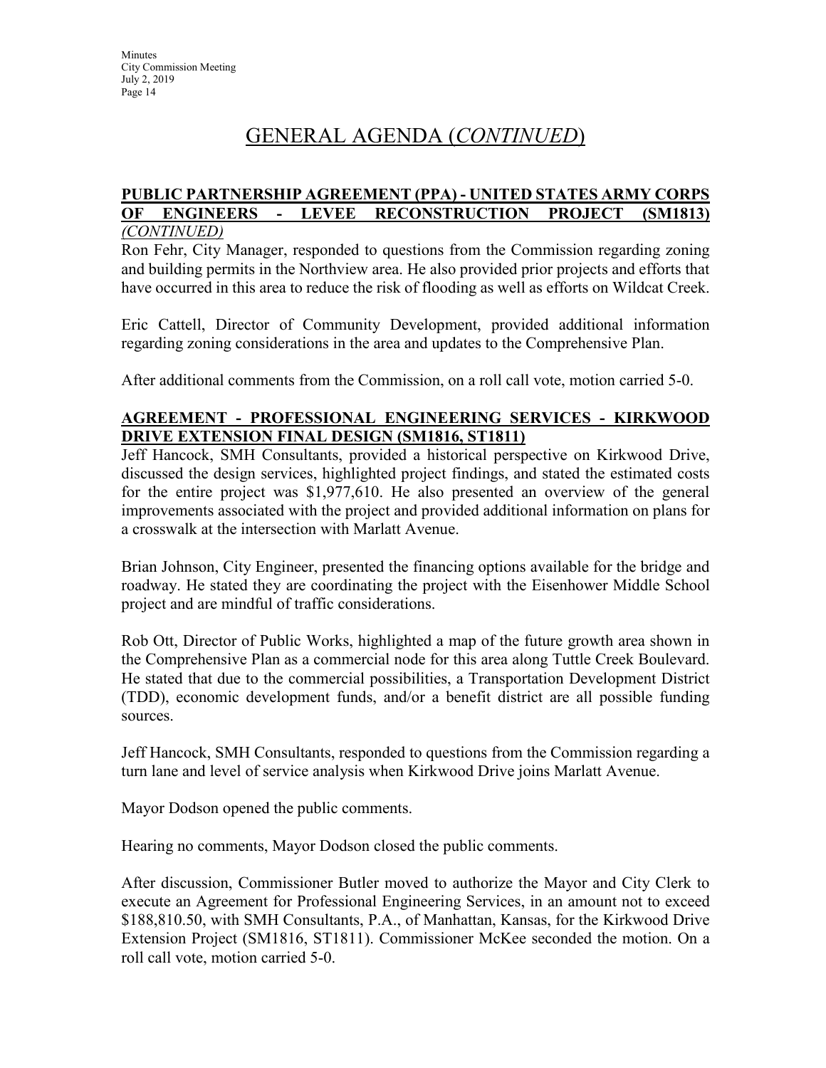# GENERAL AGENDA (*CONTINUED*)

**PUBLIC PARTNERSHIP AGREEMENT (PPA) - UNITED STATES ARMY CORPS OF ENGINEERS - LEVEE RECONSTRUCTION PROJECT (SM1813)** *(CONTINUED)*

Ron Fehr, City Manager, responded to questions from the Commission regarding zoning and building permits in the Northview area. He also provided prior projects and efforts that have occurred in this area to reduce the risk of flooding as well as efforts on Wildcat Creek.

Eric Cattell, Director of Community Development, provided additional information regarding zoning considerations in the area and updates to the Comprehensive Plan.

After additional comments from the Commission, on a roll call vote, motion carried 5-0.

**AGREEMENT - PROFESSIONAL ENGINEERING SERVICES - KIRKWOOD DRIVE EXTENSION FINAL DESIGN (SM1816, ST1811)**

Jeff Hancock, SMH Consultants, provided a historical perspective on Kirkwood Drive, discussed the design services, highlighted project findings, and stated the estimated costs for the entire project was $1,977,610. He also presented an overview of the general improvements associated with the project and provided additional information on plans for a crosswalk at the intersection with Marlatt Avenue.

Brian Johnson, City Engineer, presented the financing options available for the bridge and roadway. He stated they are coordinating the project with the Eisenhower Middle School project and are mindful of traffic considerations.

Rob Ott, Director of Public Works, highlighted a map of the future growth area shown in the Comprehensive Plan as a commercial node for this area along Tuttle Creek Boulevard. He stated that due to the commercial possibilities, a Transportation Development District (TDD), economic development funds, and/or a benefit district are all possible funding sources.

Jeff Hancock, SMH Consultants, responded to questions from the Commission regarding a turn lane and level of service analysis when Kirkwood Drive joins Marlatt Avenue.

Mayor Dodson opened the public comments.

Hearing no comments, Mayor Dodson closed the public comments.

After discussion, Commissioner Butler moved to authorize the Mayor and City Clerk to execute an Agreement for Professional Engineering Services, in an amount not to exceed $188,810.50, with SMH Consultants, P.A., of Manhattan, Kansas, for the Kirkwood Drive Extension Project (SM1816, ST1811). Commissioner McKee seconded the motion. On a roll call vote, motion carried 5-0.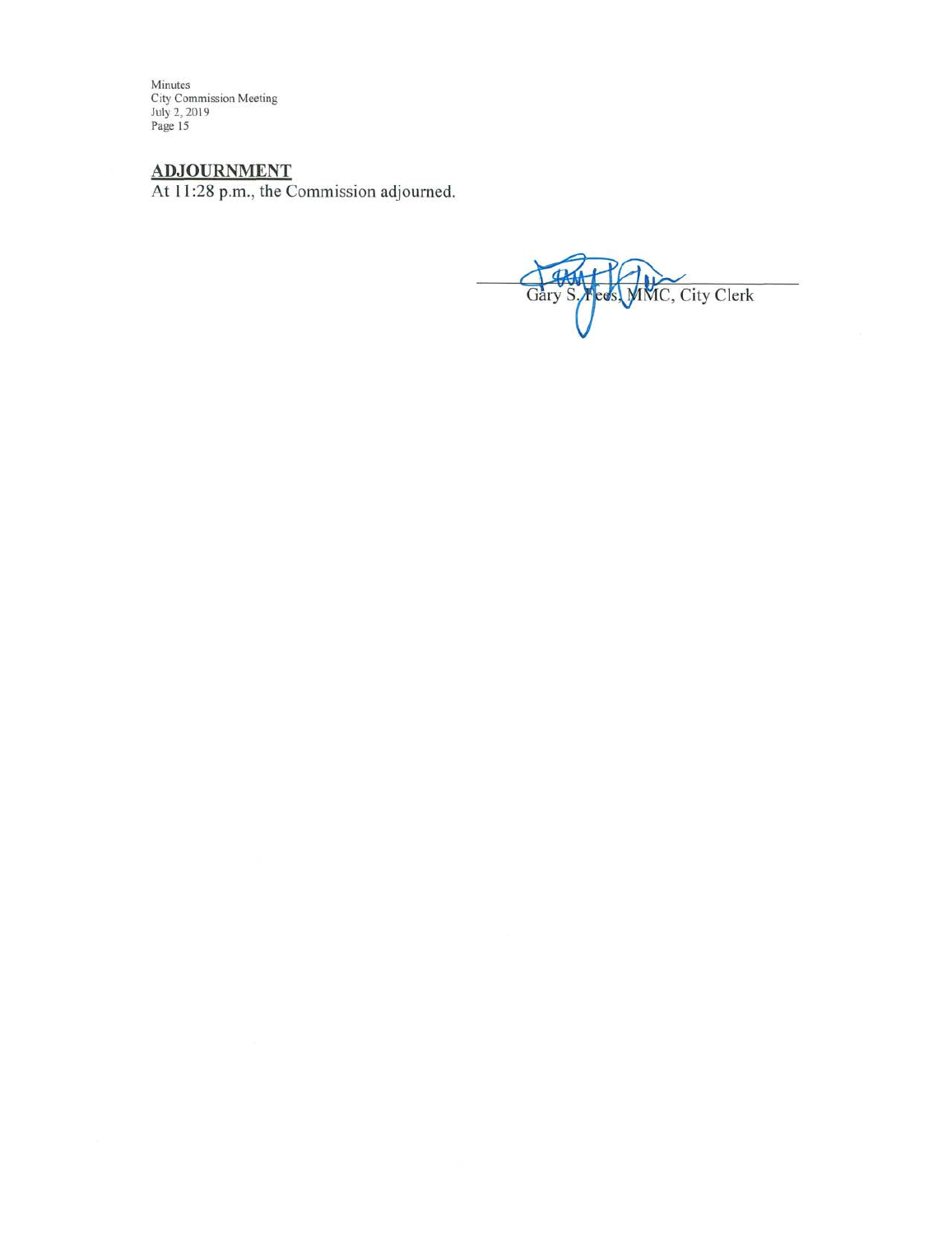## ADJOURNMENT

At 11:28 p.m., the Commission adjourned.

Gary S. Fees, MMC, City Clerk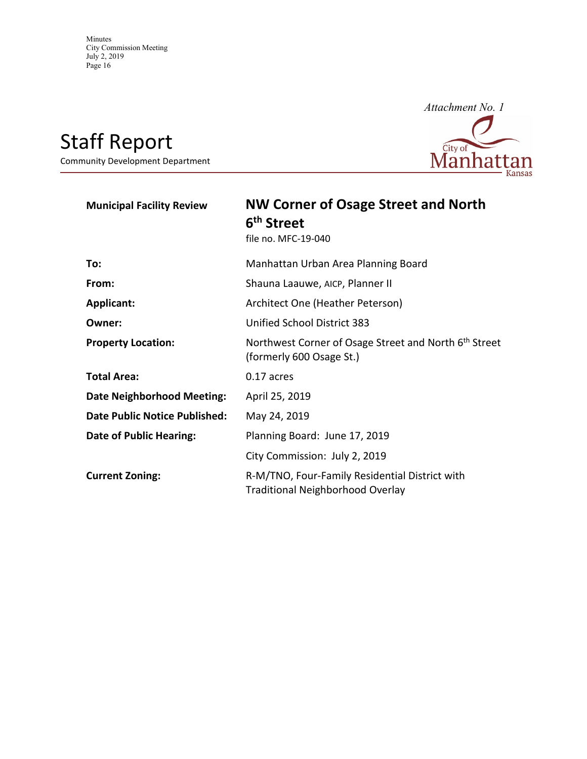*Attachment No. 1*

# Staff Report

Community Development Department

| | |
|---|---|
| **Municipal Facility Review** | **NW Corner of Osage Street and North 6th Street** <br> file no. MFC-19-040 |
| **To:** | Manhattan Urban Area Planning Board |
| **From:** | Shauna Laauwe, AICP, Planner II |
| **Applicant:** | Architect One (Heather Peterson) |
| **Owner:** | Unified School District 383 |
| **Property Location:** | Northwest Corner of Osage Street and North 6th Street (formerly 600 Osage St.) |
| **Total Area:** | 0.17 acres |
| **Date Neighborhood Meeting:** | April 25, 2019 |
| **Date Public Notice Published:** | May 24, 2019 |
| **Date of Public Hearing:** | Planning Board: June 17, 2019 |
| | City Commission: July 2, 2019 |
| **Current Zoning:** | R-M/TNO, Four-Family Residential District with Traditional Neighborhood Overlay |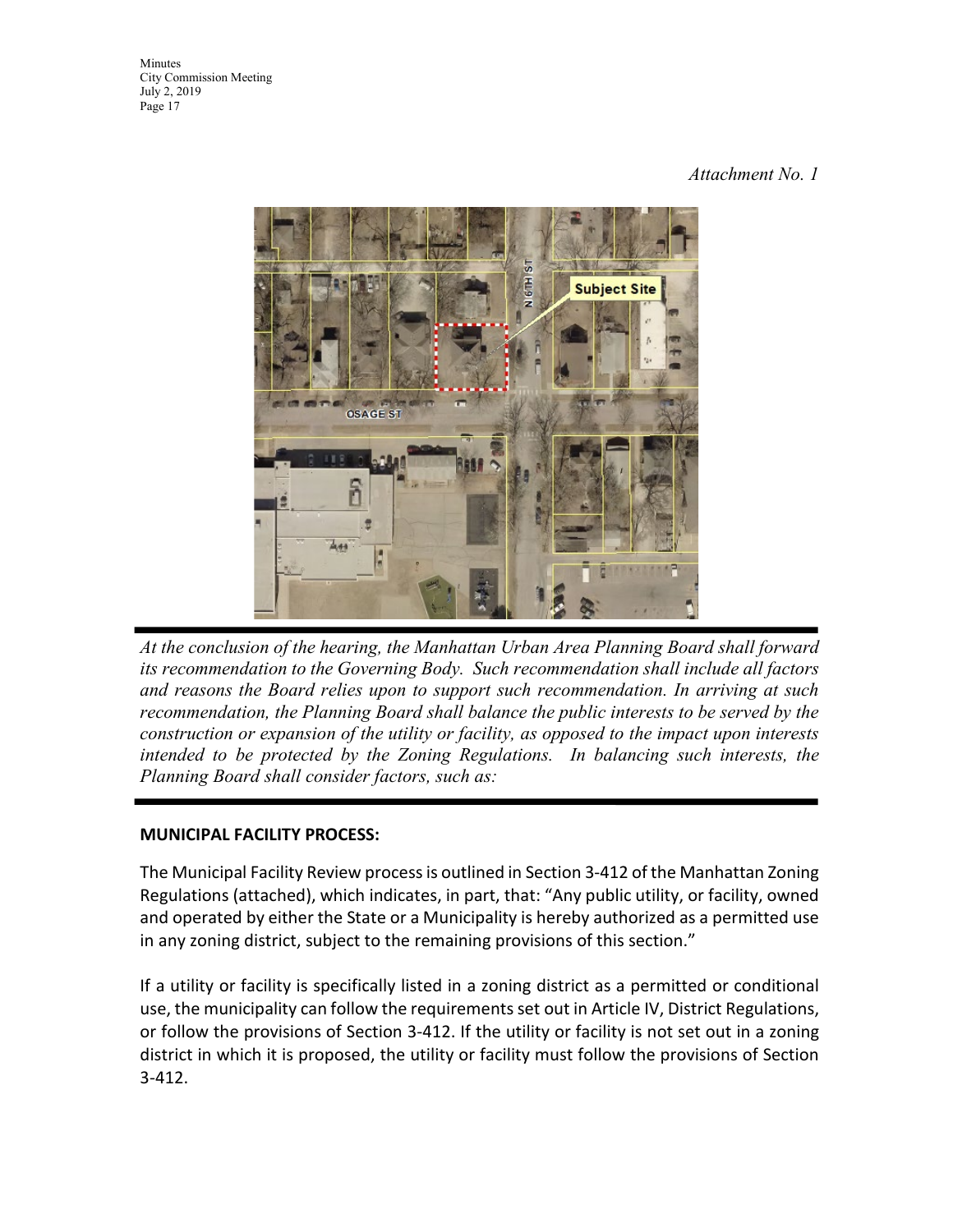*Attachment No. 1*

*At the conclusion of the hearing, the Manhattan Urban Area Planning Board shall forward its recommendation to the Governing Body. Such recommendation shall include all factors and reasons the Board relies upon to support such recommendation. In arriving at such recommendation, the Planning Board shall balance the public interests to be served by the construction or expansion of the utility or facility, as opposed to the impact upon interests intended to be protected by the Zoning Regulations. In balancing such interests, the Planning Board shall consider factors, such as:*

**MUNICIPAL FACILITY PROCESS:**

The Municipal Facility Review process is outlined in Section 3-412 of the Manhattan Zoning Regulations (attached), which indicates, in part, that: "Any public utility, or facility, owned and operated by either the State or a Municipality is hereby authorized as a permitted use in any zoning district, subject to the remaining provisions of this section."

If a utility or facility is specifically listed in a zoning district as a permitted or conditional use, the municipality can follow the requirements set out in Article IV, District Regulations, or follow the provisions of Section 3-412. If the utility or facility is not set out in a zoning district in which it is proposed, the utility or facility must follow the provisions of Section 3-412.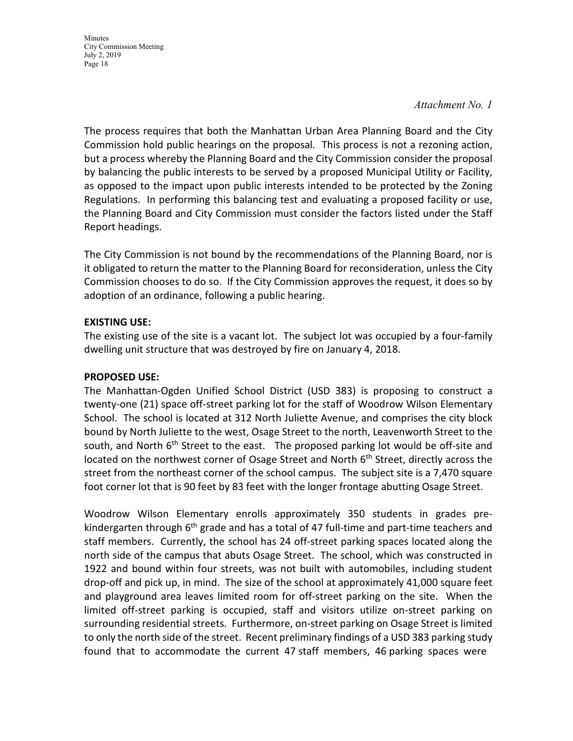*Attachment No. 1*

The process requires that both the Manhattan Urban Area Planning Board and the City Commission hold public hearings on the proposal. This process is not a rezoning action, but a process whereby the Planning Board and the City Commission consider the proposal by balancing the public interests to be served by a proposed Municipal Utility or Facility, as opposed to the impact upon public interests intended to be protected by the Zoning Regulations. In performing this balancing test and evaluating a proposed facility or use, the Planning Board and City Commission must consider the factors listed under the Staff Report headings.

The City Commission is not bound by the recommendations of the Planning Board, nor is it obligated to return the matter to the Planning Board for reconsideration, unless the City Commission chooses to do so. If the City Commission approves the request, it does so by adoption of an ordinance, following a public hearing.

**EXISTING USE:**

The existing use of the site is a vacant lot. The subject lot was occupied by a four-family dwelling unit structure that was destroyed by fire on January 4, 2018.

**PROPOSED USE:**

The Manhattan-Ogden Unified School District (USD 383) is proposing to construct a twenty-one (21) space off-street parking lot for the staff of Woodrow Wilson Elementary School. The school is located at 312 North Juliette Avenue, and comprises the city block bound by North Juliette to the west, Osage Street to the north, Leavenworth Street to the south, and North 6th Street to the east. The proposed parking lot would be off-site and located on the northwest corner of Osage Street and North 6th Street, directly across the street from the northeast corner of the school campus. The subject site is a 7,470 square foot corner lot that is 90 feet by 83 feet with the longer frontage abutting Osage Street.

Woodrow Wilson Elementary enrolls approximately 350 students in grades pre-kindergarten through 6th grade and has a total of 47 full-time and part-time teachers and staff members. Currently, the school has 24 off-street parking spaces located along the north side of the campus that abuts Osage Street. The school, which was constructed in 1922 and bound within four streets, was not built with automobiles, including student drop-off and pick up, in mind. The size of the school at approximately 41,000 square feet and playground area leaves limited room for off-street parking on the site. When the limited off-street parking is occupied, staff and visitors utilize on-street parking on surrounding residential streets. Furthermore, on-street parking on Osage Street is limited to only the north side of the street. Recent preliminary findings of a USD 383 parking study found that to accommodate the current 47 staff members, 46 parking spaces were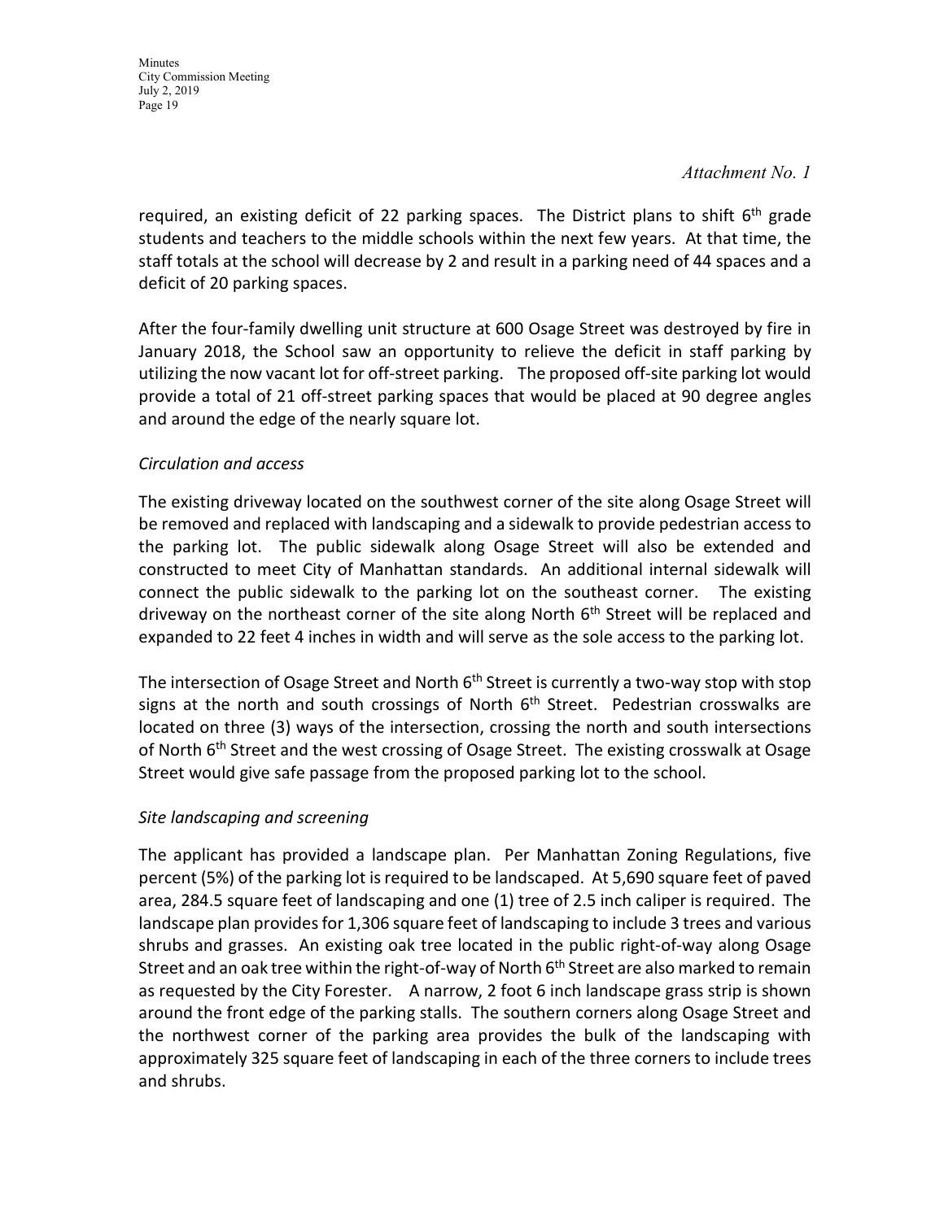*Attachment No. 1*

required, an existing deficit of 22 parking spaces. The District plans to shift 6th grade students and teachers to the middle schools within the next few years. At that time, the staff totals at the school will decrease by 2 and result in a parking need of 44 spaces and a deficit of 20 parking spaces.

After the four-family dwelling unit structure at 600 Osage Street was destroyed by fire in January 2018, the School saw an opportunity to relieve the deficit in staff parking by utilizing the now vacant lot for off-street parking. The proposed off-site parking lot would provide a total of 21 off-street parking spaces that would be placed at 90 degree angles and around the edge of the nearly square lot.

*Circulation and access*

The existing driveway located on the southwest corner of the site along Osage Street will be removed and replaced with landscaping and a sidewalk to provide pedestrian access to the parking lot. The public sidewalk along Osage Street will also be extended and constructed to meet City of Manhattan standards. An additional internal sidewalk will connect the public sidewalk to the parking lot on the southeast corner. The existing driveway on the northeast corner of the site along North 6th Street will be replaced and expanded to 22 feet 4 inches in width and will serve as the sole access to the parking lot.

The intersection of Osage Street and North 6th Street is currently a two-way stop with stop signs at the north and south crossings of North 6th Street. Pedestrian crosswalks are located on three (3) ways of the intersection, crossing the north and south intersections of North 6th Street and the west crossing of Osage Street. The existing crosswalk at Osage Street would give safe passage from the proposed parking lot to the school.

*Site landscaping and screening*

The applicant has provided a landscape plan. Per Manhattan Zoning Regulations, five percent (5%) of the parking lot is required to be landscaped. At 5,690 square feet of paved area, 284.5 square feet of landscaping and one (1) tree of 2.5 inch caliper is required. The landscape plan provides for 1,306 square feet of landscaping to include 3 trees and various shrubs and grasses. An existing oak tree located in the public right-of-way along Osage Street and an oak tree within the right-of-way of North 6th Street are also marked to remain as requested by the City Forester. A narrow, 2 foot 6 inch landscape grass strip is shown around the front edge of the parking stalls. The southern corners along Osage Street and the northwest corner of the parking area provides the bulk of the landscaping with approximately 325 square feet of landscaping in each of the three corners to include trees and shrubs.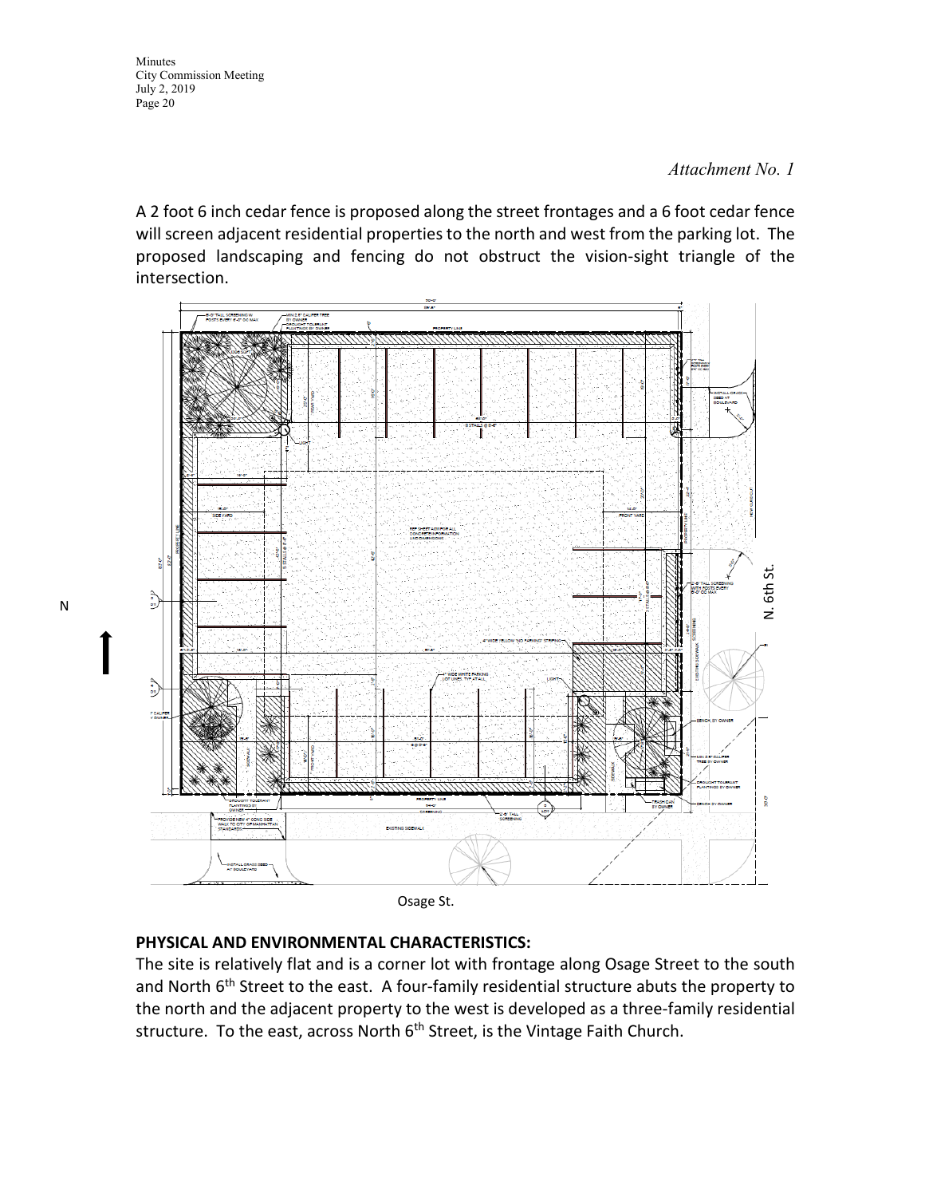*Attachment No. 1*

A 2 foot 6 inch cedar fence is proposed along the street frontages and a 6 foot cedar fence will screen adjacent residential properties to the north and west from the parking lot. The proposed landscaping and fencing do not obstruct the vision-sight triangle of the intersection.

N

N. 6th St.

Osage St.

**PHYSICAL AND ENVIRONMENTAL CHARACTERISTICS:**

The site is relatively flat and is a corner lot with frontage along Osage Street to the south and North 6th Street to the east. A four-family residential structure abuts the property to the north and the adjacent property to the west is developed as a three-family residential structure. To the east, across North 6th Street, is the Vintage Faith Church.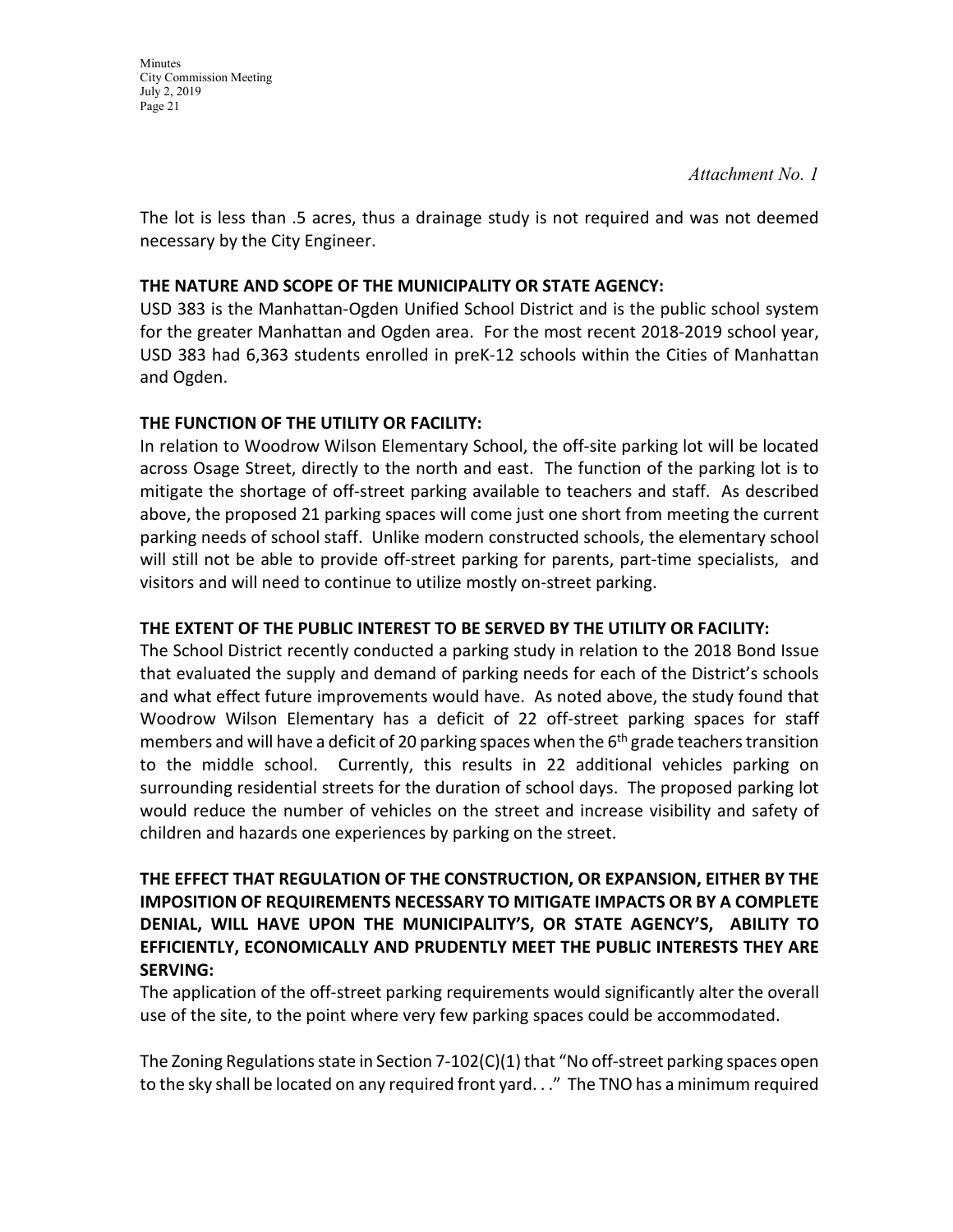*Attachment No. 1*

The lot is less than .5 acres, thus a drainage study is not required and was not deemed necessary by the City Engineer.

**THE NATURE AND SCOPE OF THE MUNICIPALITY OR STATE AGENCY:**
USD 383 is the Manhattan-Ogden Unified School District and is the public school system for the greater Manhattan and Ogden area. For the most recent 2018-2019 school year, USD 383 had 6,363 students enrolled in preK-12 schools within the Cities of Manhattan and Ogden.

**THE FUNCTION OF THE UTILITY OR FACILITY:**
In relation to Woodrow Wilson Elementary School, the off-site parking lot will be located across Osage Street, directly to the north and east. The function of the parking lot is to mitigate the shortage of off-street parking available to teachers and staff. As described above, the proposed 21 parking spaces will come just one short from meeting the current parking needs of school staff. Unlike modern constructed schools, the elementary school will still not be able to provide off-street parking for parents, part-time specialists, and visitors and will need to continue to utilize mostly on-street parking.

**THE EXTENT OF THE PUBLIC INTEREST TO BE SERVED BY THE UTILITY OR FACILITY:**
The School District recently conducted a parking study in relation to the 2018 Bond Issue that evaluated the supply and demand of parking needs for each of the District's schools and what effect future improvements would have. As noted above, the study found that Woodrow Wilson Elementary has a deficit of 22 off-street parking spaces for staff members and will have a deficit of 20 parking spaces when the 6th grade teachers transition to the middle school. Currently, this results in 22 additional vehicles parking on surrounding residential streets for the duration of school days. The proposed parking lot would reduce the number of vehicles on the street and increase visibility and safety of children and hazards one experiences by parking on the street.

**THE EFFECT THAT REGULATION OF THE CONSTRUCTION, OR EXPANSION, EITHER BY THE IMPOSITION OF REQUIREMENTS NECESSARY TO MITIGATE IMPACTS OR BY A COMPLETE DENIAL, WILL HAVE UPON THE MUNICIPALITY'S, OR STATE AGENCY'S, ABILITY TO EFFICIENTLY, ECONOMICALLY AND PRUDENTLY MEET THE PUBLIC INTERESTS THEY ARE SERVING:**
The application of the off-street parking requirements would significantly alter the overall use of the site, to the point where very few parking spaces could be accommodated.

The Zoning Regulations state in Section 7-102(C)(1) that "No off-street parking spaces open to the sky shall be located on any required front yard. . ." The TNO has a minimum required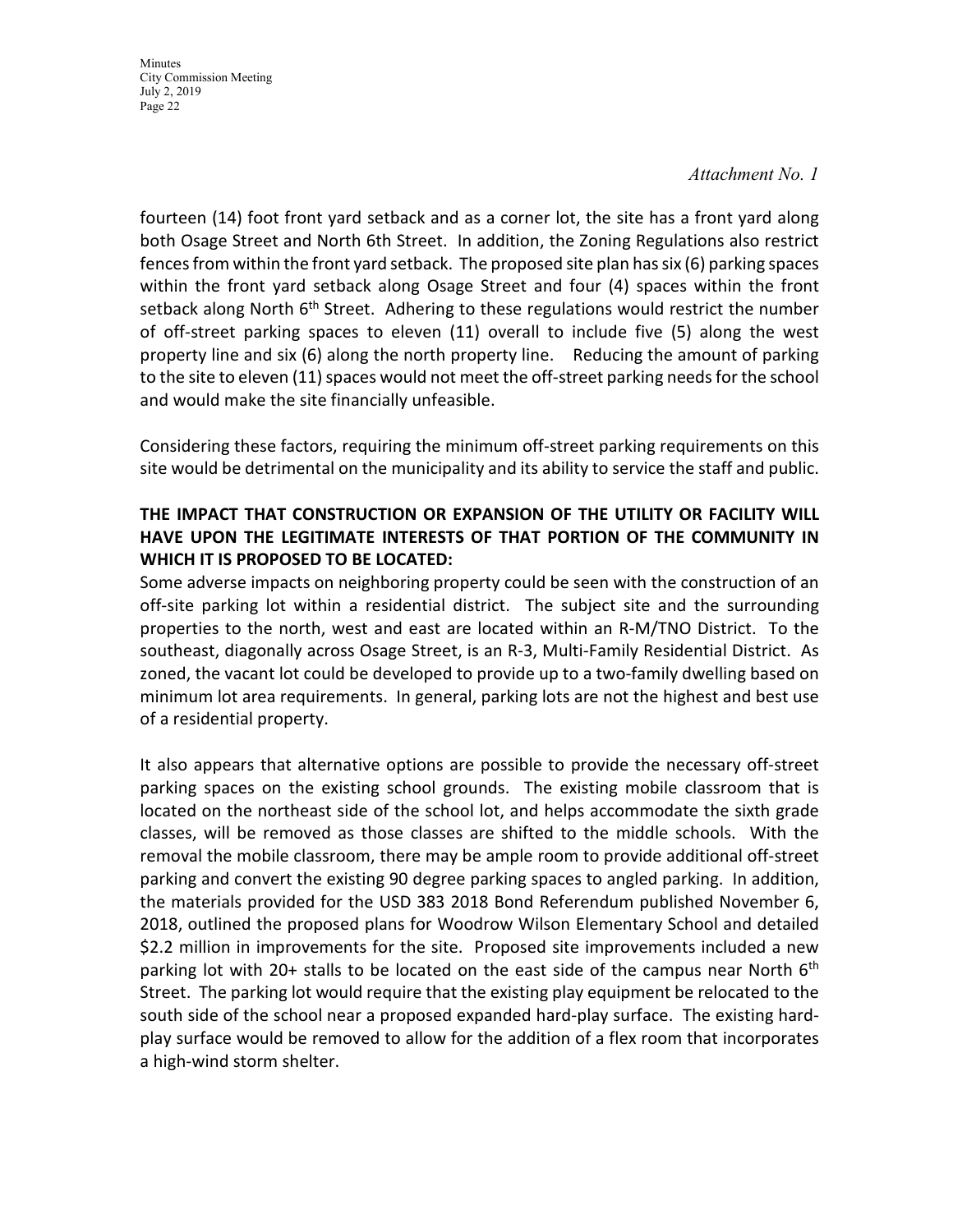*Attachment No. 1*

fourteen (14) foot front yard setback and as a corner lot, the site has a front yard along both Osage Street and North 6th Street. In addition, the Zoning Regulations also restrict fences from within the front yard setback. The proposed site plan has six (6) parking spaces within the front yard setback along Osage Street and four (4) spaces within the front setback along North 6th Street. Adhering to these regulations would restrict the number of off-street parking spaces to eleven (11) overall to include five (5) along the west property line and six (6) along the north property line. Reducing the amount of parking to the site to eleven (11) spaces would not meet the off-street parking needs for the school and would make the site financially unfeasible.

Considering these factors, requiring the minimum off-street parking requirements on this site would be detrimental on the municipality and its ability to service the staff and public.

**THE IMPACT THAT CONSTRUCTION OR EXPANSION OF THE UTILITY OR FACILITY WILL HAVE UPON THE LEGITIMATE INTERESTS OF THAT PORTION OF THE COMMUNITY IN WHICH IT IS PROPOSED TO BE LOCATED:**

Some adverse impacts on neighboring property could be seen with the construction of an off-site parking lot within a residential district. The subject site and the surrounding properties to the north, west and east are located within an R-M/TNO District. To the southeast, diagonally across Osage Street, is an R-3, Multi-Family Residential District. As zoned, the vacant lot could be developed to provide up to a two-family dwelling based on minimum lot area requirements. In general, parking lots are not the highest and best use of a residential property.

It also appears that alternative options are possible to provide the necessary off-street parking spaces on the existing school grounds. The existing mobile classroom that is located on the northeast side of the school lot, and helps accommodate the sixth grade classes, will be removed as those classes are shifted to the middle schools. With the removal the mobile classroom, there may be ample room to provide additional off-street parking and convert the existing 90 degree parking spaces to angled parking. In addition, the materials provided for the USD 383 2018 Bond Referendum published November 6, 2018, outlined the proposed plans for Woodrow Wilson Elementary School and detailed $2.2 million in improvements for the site. Proposed site improvements included a new parking lot with 20+ stalls to be located on the east side of the campus near North 6th Street. The parking lot would require that the existing play equipment be relocated to the south side of the school near a proposed expanded hard-play surface. The existing hard-play surface would be removed to allow for the addition of a flex room that incorporates a high-wind storm shelter.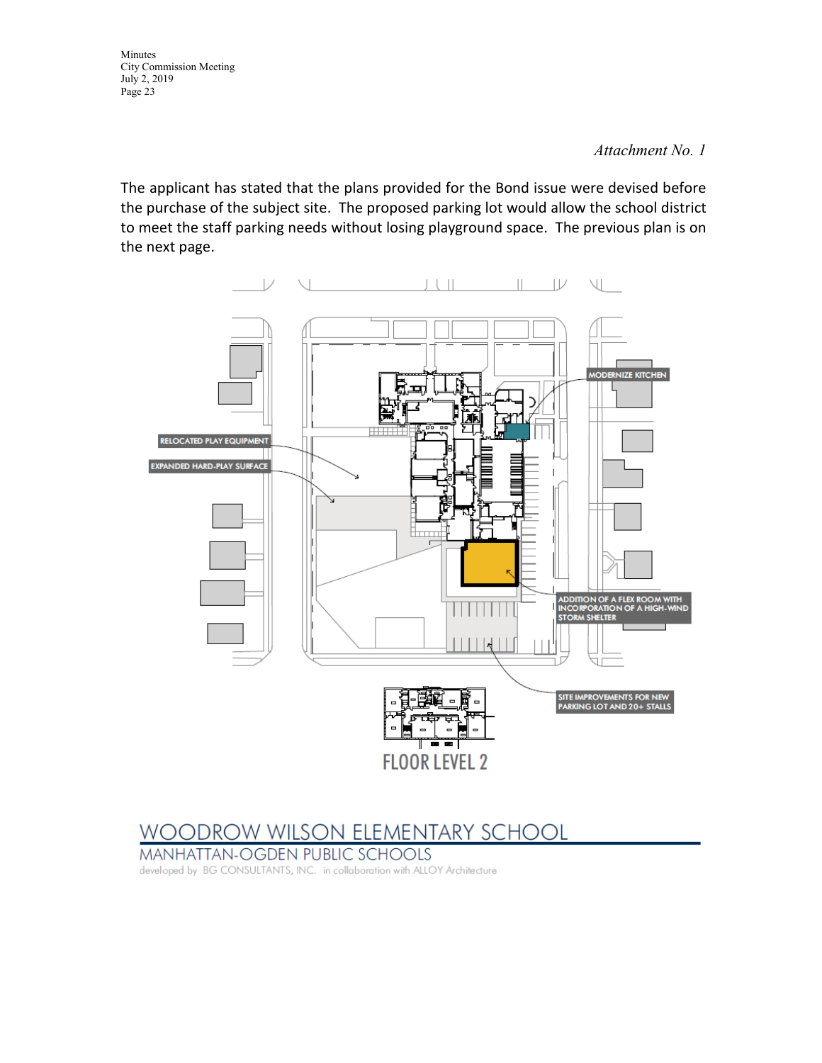*Attachment No. 1*

The applicant has stated that the plans provided for the Bond issue were devised before the purchase of the subject site. The proposed parking lot would allow the school district to meet the staff parking needs without losing playground space. The previous plan is on the next page.

MODERNIZE KITCHEN

RELOCATED PLAY EQUIPMENT

EXPANDED HARD-PLAY SURFACE

ADDITION OF A FLEX ROOM WITH INCORPORATION OF A HIGH-WIND STORM SHELTER

SITE IMPROVEMENTS FOR NEW PARKING LOT AND 20+ STALLS

FLOOR LEVEL 2

WOODROW WILSON ELEMENTARY SCHOOL

MANHATTAN-OGDEN PUBLIC SCHOOLS

developed by BG CONSULTANTS, INC. in collaboration with ALLOY Architecture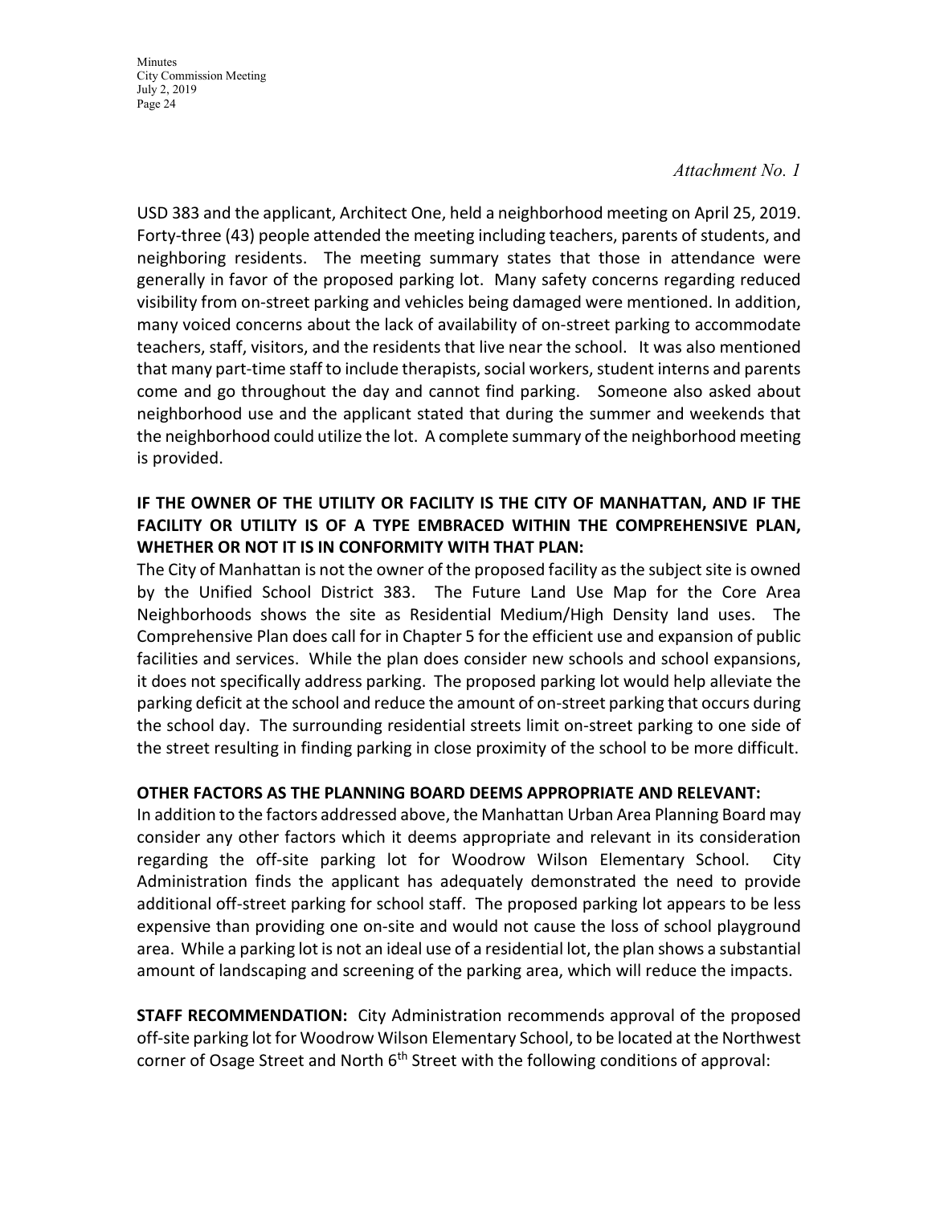*Attachment No. 1*

USD 383 and the applicant, Architect One, held a neighborhood meeting on April 25, 2019. Forty-three (43) people attended the meeting including teachers, parents of students, and neighboring residents. The meeting summary states that those in attendance were generally in favor of the proposed parking lot. Many safety concerns regarding reduced visibility from on-street parking and vehicles being damaged were mentioned. In addition, many voiced concerns about the lack of availability of on-street parking to accommodate teachers, staff, visitors, and the residents that live near the school. It was also mentioned that many part-time staff to include therapists, social workers, student interns and parents come and go throughout the day and cannot find parking. Someone also asked about neighborhood use and the applicant stated that during the summer and weekends that the neighborhood could utilize the lot. A complete summary of the neighborhood meeting is provided.

**IF THE OWNER OF THE UTILITY OR FACILITY IS THE CITY OF MANHATTAN, AND IF THE FACILITY OR UTILITY IS OF A TYPE EMBRACED WITHIN THE COMPREHENSIVE PLAN, WHETHER OR NOT IT IS IN CONFORMITY WITH THAT PLAN:**

The City of Manhattan is not the owner of the proposed facility as the subject site is owned by the Unified School District 383. The Future Land Use Map for the Core Area Neighborhoods shows the site as Residential Medium/High Density land uses. The Comprehensive Plan does call for in Chapter 5 for the efficient use and expansion of public facilities and services. While the plan does consider new schools and school expansions, it does not specifically address parking. The proposed parking lot would help alleviate the parking deficit at the school and reduce the amount of on-street parking that occurs during the school day. The surrounding residential streets limit on-street parking to one side of the street resulting in finding parking in close proximity of the school to be more difficult.

**OTHER FACTORS AS THE PLANNING BOARD DEEMS APPROPRIATE AND RELEVANT:**

In addition to the factors addressed above, the Manhattan Urban Area Planning Board may consider any other factors which it deems appropriate and relevant in its consideration regarding the off-site parking lot for Woodrow Wilson Elementary School. City Administration finds the applicant has adequately demonstrated the need to provide additional off-street parking for school staff. The proposed parking lot appears to be less expensive than providing one on-site and would not cause the loss of school playground area. While a parking lot is not an ideal use of a residential lot, the plan shows a substantial amount of landscaping and screening of the parking area, which will reduce the impacts.

**STAFF RECOMMENDATION:** City Administration recommends approval of the proposed off-site parking lot for Woodrow Wilson Elementary School, to be located at the Northwest corner of Osage Street and North 6th Street with the following conditions of approval: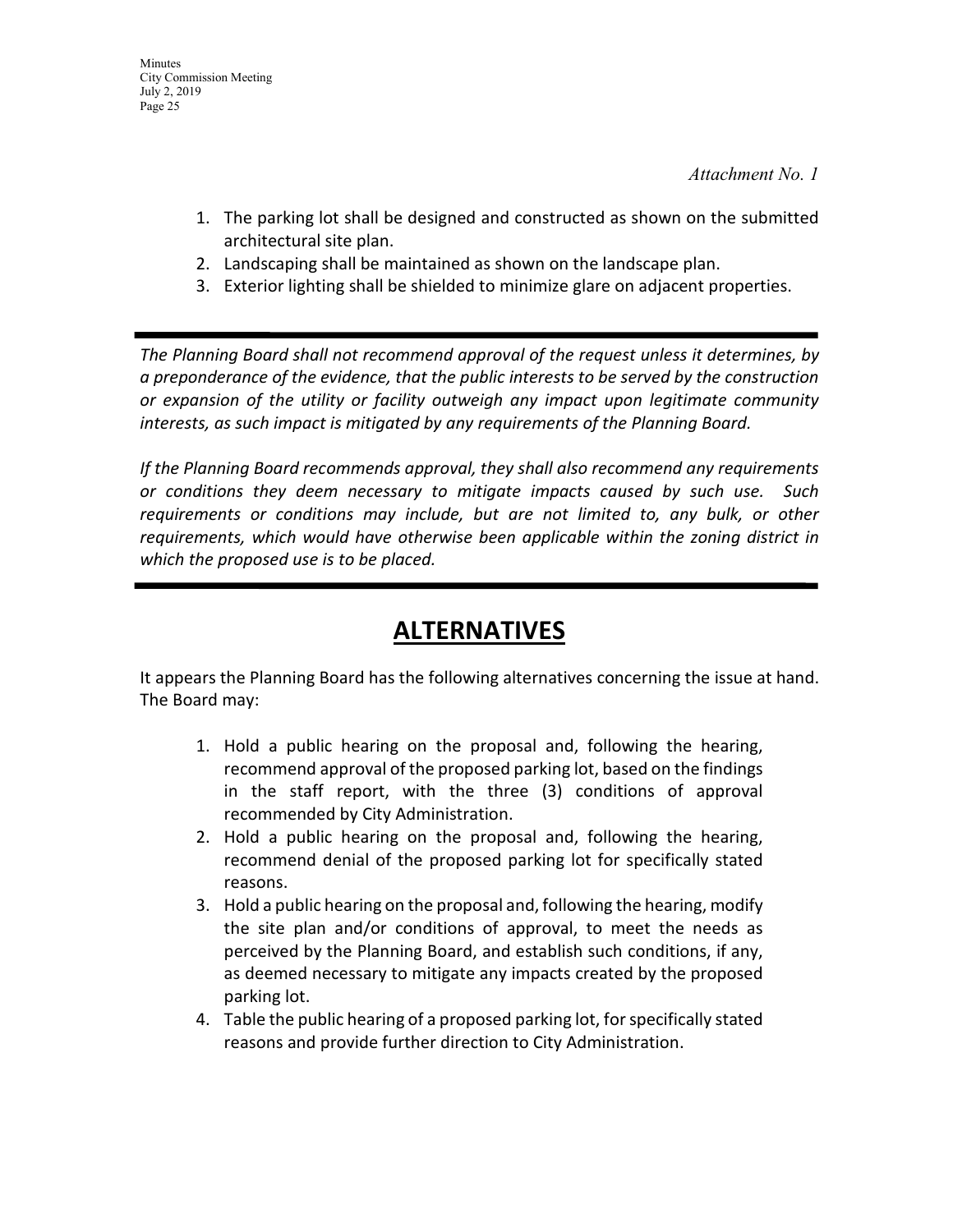*Attachment No. 1*

1. The parking lot shall be designed and constructed as shown on the submitted architectural site plan.
2. Landscaping shall be maintained as shown on the landscape plan.
3. Exterior lighting shall be shielded to minimize glare on adjacent properties.

---

*The Planning Board shall not recommend approval of the request unless it determines, by a preponderance of the evidence, that the public interests to be served by the construction or expansion of the utility or facility outweigh any impact upon legitimate community interests, as such impact is mitigated by any requirements of the Planning Board.*

*If the Planning Board recommends approval, they shall also recommend any requirements or conditions they deem necessary to mitigate impacts caused by such use. Such requirements or conditions may include, but are not limited to, any bulk, or other requirements, which would have otherwise been applicable within the zoning district in which the proposed use is to be placed.*

---

# ALTERNATIVES

It appears the Planning Board has the following alternatives concerning the issue at hand. The Board may:

1. Hold a public hearing on the proposal and, following the hearing, recommend approval of the proposed parking lot, based on the findings in the staff report, with the three (3) conditions of approval recommended by City Administration.
2. Hold a public hearing on the proposal and, following the hearing, recommend denial of the proposed parking lot for specifically stated reasons.
3. Hold a public hearing on the proposal and, following the hearing, modify the site plan and/or conditions of approval, to meet the needs as perceived by the Planning Board, and establish such conditions, if any, as deemed necessary to mitigate any impacts created by the proposed parking lot.
4. Table the public hearing of a proposed parking lot, for specifically stated reasons and provide further direction to City Administration.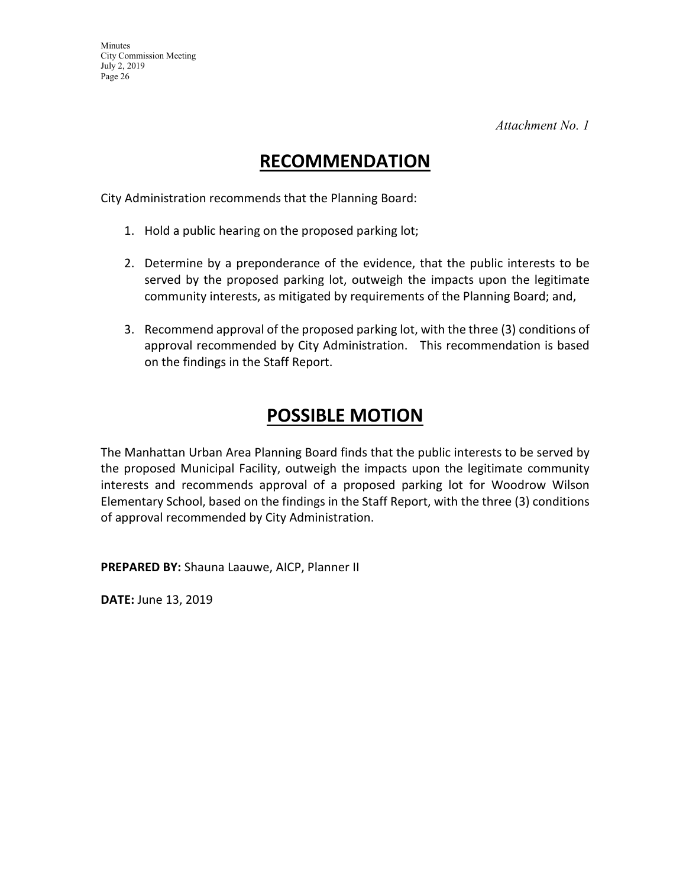*Attachment No. 1*

# RECOMMENDATION

City Administration recommends that the Planning Board:

1. Hold a public hearing on the proposed parking lot;

2. Determine by a preponderance of the evidence, that the public interests to be served by the proposed parking lot, outweigh the impacts upon the legitimate community interests, as mitigated by requirements of the Planning Board; and,

3. Recommend approval of the proposed parking lot, with the three (3) conditions of approval recommended by City Administration. This recommendation is based on the findings in the Staff Report.

# POSSIBLE MOTION

The Manhattan Urban Area Planning Board finds that the public interests to be served by the proposed Municipal Facility, outweigh the impacts upon the legitimate community interests and recommends approval of a proposed parking lot for Woodrow Wilson Elementary School, based on the findings in the Staff Report, with the three (3) conditions of approval recommended by City Administration.

**PREPARED BY:** Shauna Laauwe, AICP, Planner II

**DATE:** June 13, 2019